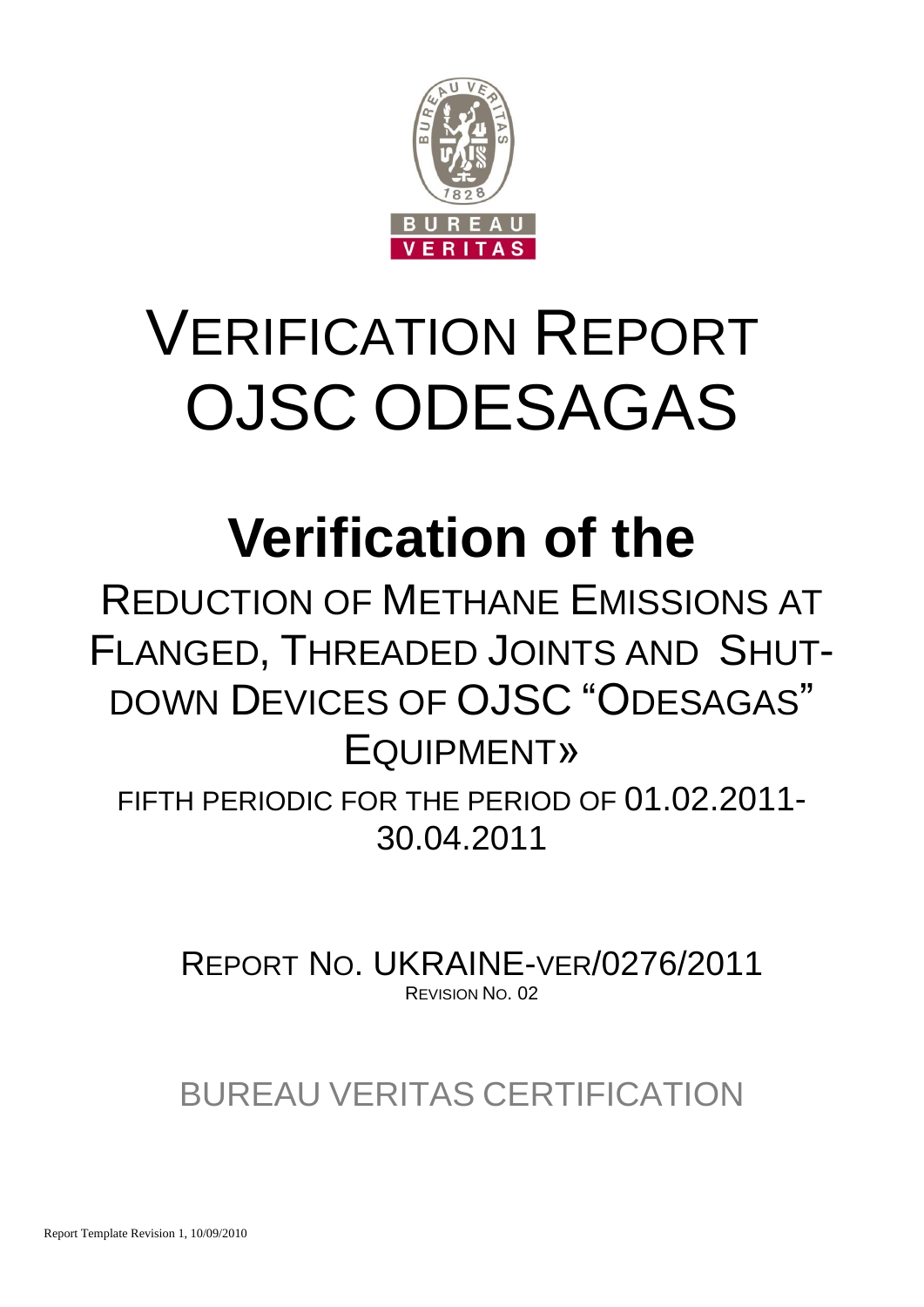# VERIFICATION REPORT OJSC ODESAGAS

# Verification of the

## REDUCTION OF METHANE EMISSIONS AT FLANGED, THREADED JOINTS AND SHUT-DOWN DEVICES OF OJSC "ODESAGAS" EQUIPMENT»

FIFTH PERIODIC FOR THE PERIOD OF 01.02.2011-30.04.2011

REPORT NO. UKRAINE-VER/0276/2011
REVISION NO. 02

BUREAU VERITAS CERTIFICATION

Report Template Revision 1, 10/09/2010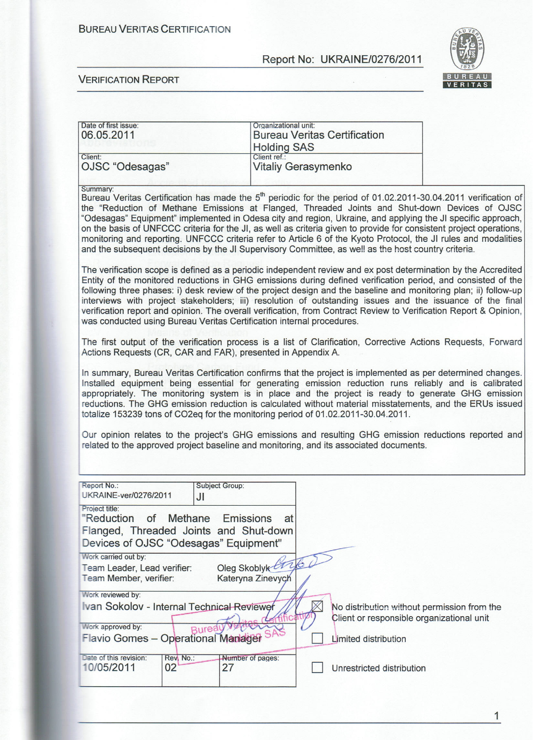BUREAU VERITAS CERTIFICATION

Report No: UKRAINE/0276/2011

VERIFICATION REPORT

| Date of first issue: 06.05.2011 | Organizational unit: Bureau Veritas Certification Holding SAS |
|---|---|
| Client: OJSC "Odesagas" | Client ref.: Vitaliy Gerasymenko |

Summary:

Bureau Veritas Certification has made the 5th periodic for the period of 01.02.2011-30.04.2011 verification of the "Reduction of Methane Emissions at Flanged, Threaded Joints and Shut-down Devices of OJSC "Odesagas" Equipment" implemented in Odesa city and region, Ukraine, and applying the JI specific approach, on the basis of UNFCCC criteria for the JI, as well as criteria given to provide for consistent project operations, monitoring and reporting. UNFCCC criteria refer to Article 6 of the Kyoto Protocol, the JI rules and modalities and the subsequent decisions by the JI Supervisory Committee, as well as the host country criteria.

The verification scope is defined as a periodic independent review and ex post determination by the Accredited Entity of the monitored reductions in GHG emissions during defined verification period, and consisted of the following three phases: i) desk review of the project design and the baseline and monitoring plan; ii) follow-up interviews with project stakeholders; iii) resolution of outstanding issues and the issuance of the final verification report and opinion. The overall verification, from Contract Review to Verification Report & Opinion, was conducted using Bureau Veritas Certification internal procedures.

The first output of the verification process is a list of Clarification, Corrective Actions Requests, Forward Actions Requests (CR, CAR and FAR), presented in Appendix A.

In summary, Bureau Veritas Certification confirms that the project is implemented as per determined changes. Installed equipment being essential for generating emission reduction runs reliably and is calibrated appropriately. The monitoring system is in place and the project is ready to generate GHG emission reductions. The GHG emission reduction is calculated without material misstatements, and the ERUs issued totalize 153239 tons of CO2eq for the monitoring period of 01.02.2011-30.04.2011.

Our opinion relates to the project's GHG emissions and resulting GHG emission reductions reported and related to the approved project baseline and monitoring, and its associated documents.

| Report No.: UKRAINE-ver/0276/2011 | Subject Group: JI | |
|---|---|---|
| Project title: "Reduction of Methane Emissions at Flanged, Threaded Joints and Shut-down Devices of OJSC "Odesagas" Equipment" | | |
| Work carried out by: Team Leader, Lead verifier: Oleg Skoblyk; Team Member, verifier: Kateryna Zinevych | | |
| Work reviewed by: Ivan Sokolov - Internal Technical Reviewer | | ☒ No distribution without permission from the Client or responsible organizational unit |
| Work approved by: Flavio Gomes – Operational Manager | | ☐ Limited distribution |
| Date of this revision: 10/05/2011 | Rev. No.: 02 | Number of pages: 27 | ☐ Unrestricted distribution |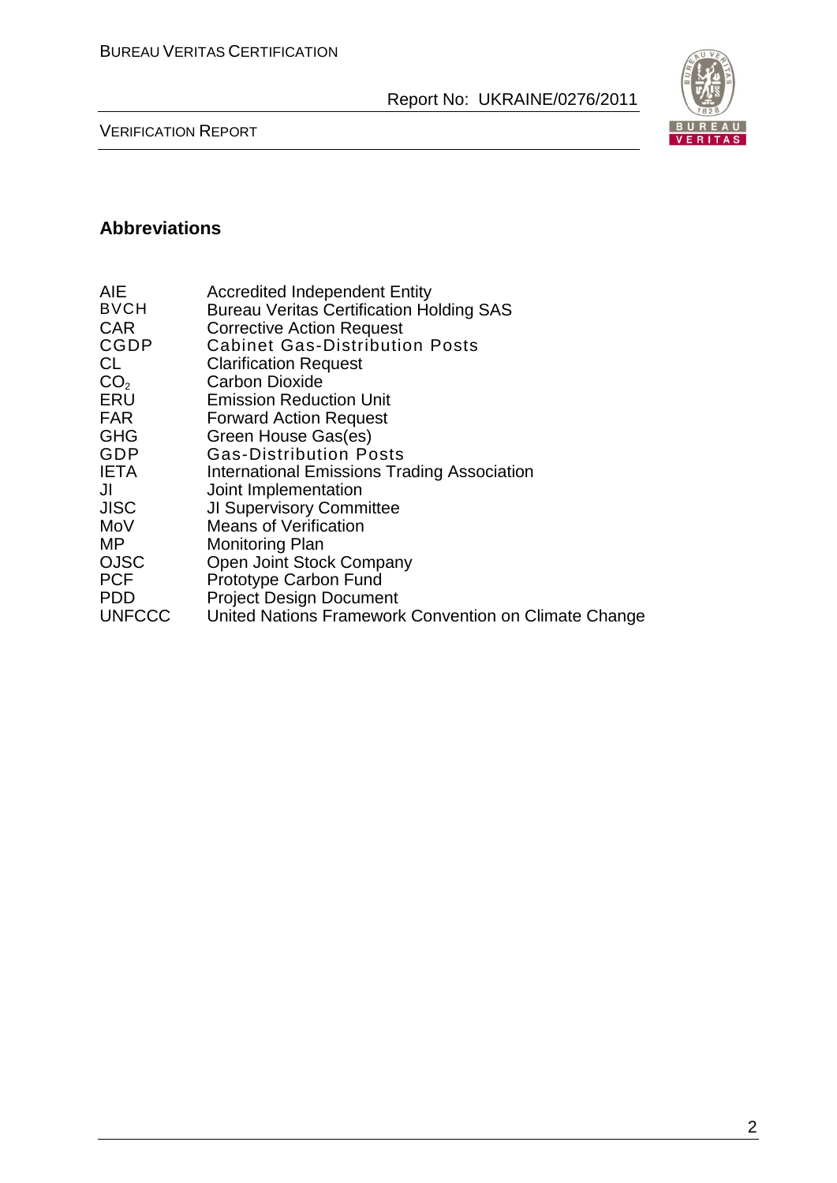## Abbreviations

| | |
|---|---|
| AIE | Accredited Independent Entity |
| BVCH | Bureau Veritas Certification Holding SAS |
| CAR | Corrective Action Request |
| CGDP | Cabinet Gas-Distribution Posts |
| CL | Clarification Request |
| $CO_2$ | Carbon Dioxide |
| ERU | Emission Reduction Unit |
| FAR | Forward Action Request |
| GHG | Green House Gas(es) |
| GDP | Gas-Distribution Posts |
| IETA | International Emissions Trading Association |
| JI | Joint Implementation |
| JISC | JI Supervisory Committee |
| MoV | Means of Verification |
| MP | Monitoring Plan |
| OJSC | Open Joint Stock Company |
| PCF | Prototype Carbon Fund |
| PDD | Project Design Document |
| UNFCCC | United Nations Framework Convention on Climate Change |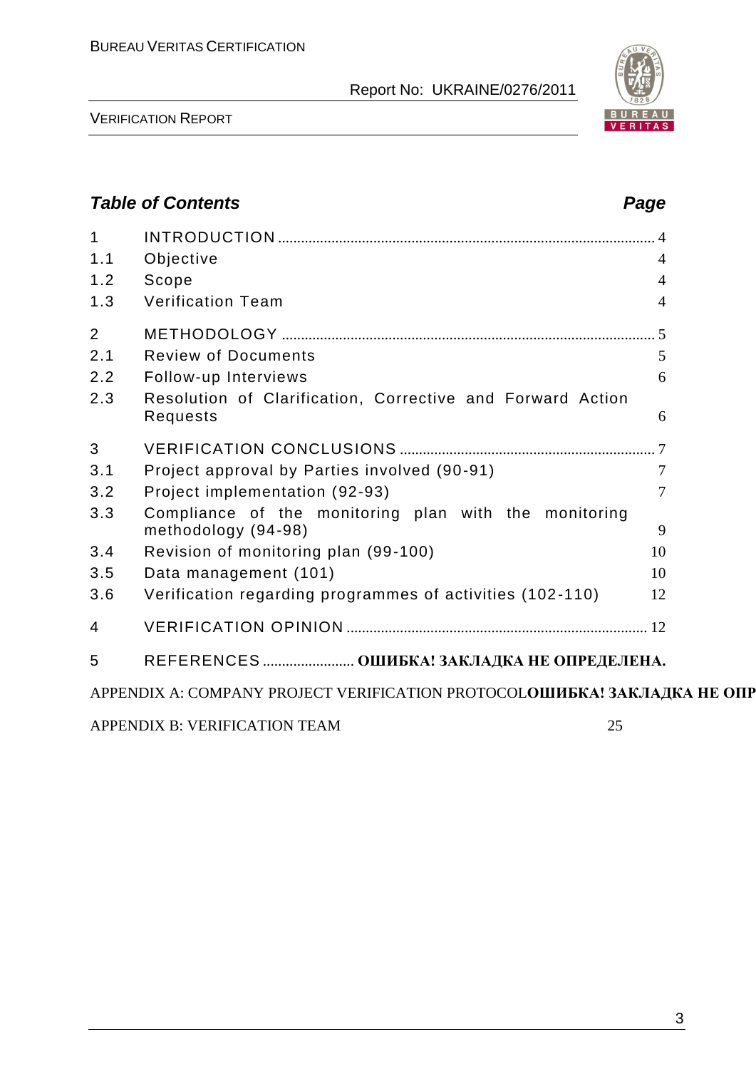## *Table of Contents* — *Page*

| | | |
|---|---|---|
| 1 | INTRODUCTION | 4 |
| 1.1 | Objective | 4 |
| 1.2 | Scope | 4 |
| 1.3 | Verification Team | 4 |
| 2 | METHODOLOGY | 5 |
| 2.1 | Review of Documents | 5 |
| 2.2 | Follow-up Interviews | 6 |
| 2.3 | Resolution of Clarification, Corrective and Forward Action Requests | 6 |
| 3 | VERIFICATION CONCLUSIONS | 7 |
| 3.1 | Project approval by Parties involved (90-91) | 7 |
| 3.2 | Project implementation (92-93) | 7 |
| 3.3 | Compliance of the monitoring plan with the monitoring methodology (94-98) | 9 |
| 3.4 | Revision of monitoring plan (99-100) | 10 |
| 3.5 | Data management (101) | 10 |
| 3.6 | Verification regarding programmes of activities (102-110) | 12 |
| 4 | VERIFICATION OPINION | 12 |
| 5 | REFERENCES | **ОШИБКА! ЗАКЛАДКА НЕ ОПРЕДЕЛЕНА.** |

APPENDIX A: COMPANY PROJECT VERIFICATION PROTOCOL**ОШИБКА! ЗАКЛАДКА НЕ ОПР**

APPENDIX B: VERIFICATION TEAM 25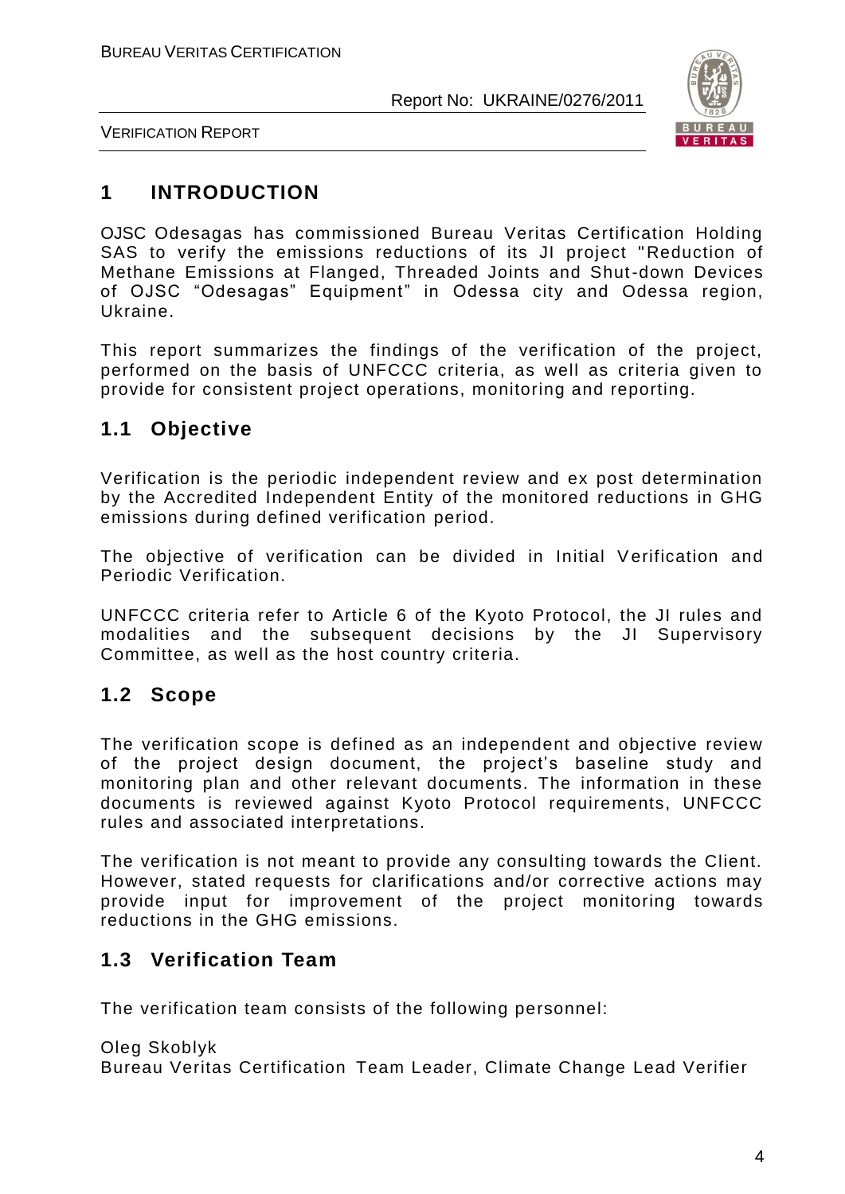# 1 INTRODUCTION

OJSC Odesagas has commissioned Bureau Veritas Certification Holding SAS to verify the emissions reductions of its JI project "Reduction of Methane Emissions at Flanged, Threaded Joints and Shut-down Devices of OJSC "Odesagas" Equipment" in Odessa city and Odessa region, Ukraine.

This report summarizes the findings of the verification of the project, performed on the basis of UNFCCC criteria, as well as criteria given to provide for consistent project operations, monitoring and reporting.

## 1.1 Objective

Verification is the periodic independent review and ex post determination by the Accredited Independent Entity of the monitored reductions in GHG emissions during defined verification period.

The objective of verification can be divided in Initial Verification and Periodic Verification.

UNFCCC criteria refer to Article 6 of the Kyoto Protocol, the JI rules and modalities and the subsequent decisions by the JI Supervisory Committee, as well as the host country criteria.

## 1.2 Scope

The verification scope is defined as an independent and objective review of the project design document, the project's baseline study and monitoring plan and other relevant documents. The information in these documents is reviewed against Kyoto Protocol requirements, UNFCCC rules and associated interpretations.

The verification is not meant to provide any consulting towards the Client. However, stated requests for clarifications and/or corrective actions may provide input for improvement of the project monitoring towards reductions in the GHG emissions.

## 1.3 Verification Team

The verification team consists of the following personnel:

Oleg Skoblyk
Bureau Veritas Certification Team Leader, Climate Change Lead Verifier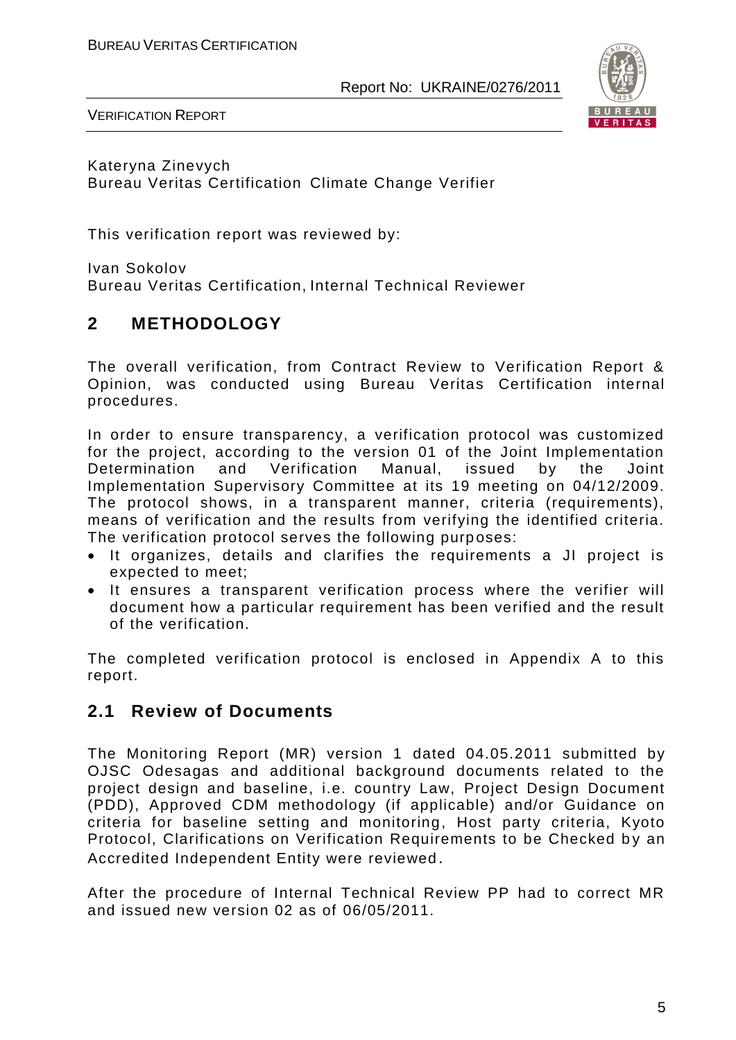Kateryna Zinevych
Bureau Veritas Certification Climate Change Verifier

This verification report was reviewed by:

Ivan Sokolov
Bureau Veritas Certification, Internal Technical Reviewer

## 2 METHODOLOGY

The overall verification, from Contract Review to Verification Report & Opinion, was conducted using Bureau Veritas Certification internal procedures.

In order to ensure transparency, a verification protocol was customized for the project, according to the version 01 of the Joint Implementation Determination and Verification Manual, issued by the Joint Implementation Supervisory Committee at its 19 meeting on 04/12/2009. The protocol shows, in a transparent manner, criteria (requirements), means of verification and the results from verifying the identified criteria. The verification protocol serves the following purposes:

- It organizes, details and clarifies the requirements a JI project is expected to meet;
- It ensures a transparent verification process where the verifier will document how a particular requirement has been verified and the result of the verification.

The completed verification protocol is enclosed in Appendix A to this report.

### 2.1 Review of Documents

The Monitoring Report (MR) version 1 dated 04.05.2011 submitted by OJSC Odesagas and additional background documents related to the project design and baseline, i.e. country Law, Project Design Document (PDD), Approved CDM methodology (if applicable) and/or Guidance on criteria for baseline setting and monitoring, Host party criteria, Kyoto Protocol, Clarifications on Verification Requirements to be Checked by an Accredited Independent Entity were reviewed.

After the procedure of Internal Technical Review PP had to correct MR and issued new version 02 as of 06/05/2011.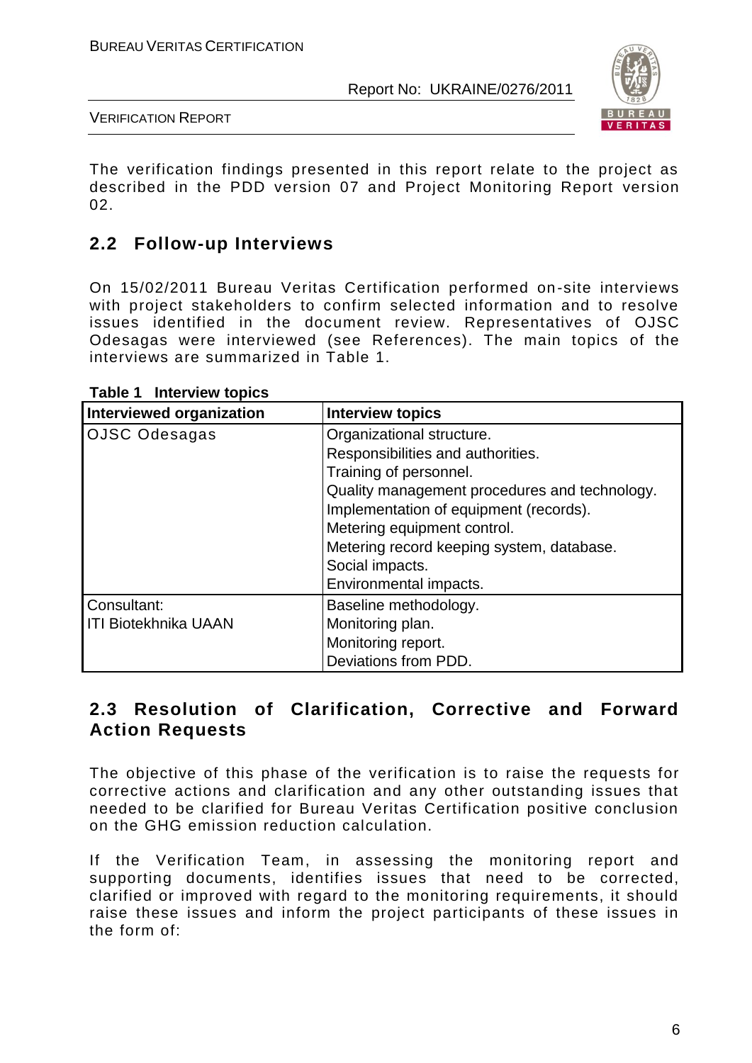The verification findings presented in this report relate to the project as described in the PDD version 07 and Project Monitoring Report version 02.

## 2.2 Follow-up Interviews

On 15/02/2011 Bureau Veritas Certification performed on-site interviews with project stakeholders to confirm selected information and to resolve issues identified in the document review. Representatives of OJSC Odesagas were interviewed (see References). The main topics of the interviews are summarized in Table 1.

**Table 1 Interview topics**

| Interviewed organization | Interview topics |
|---|---|
| OJSC Odesagas | Organizational structure.<br>Responsibilities and authorities.<br>Training of personnel.<br>Quality management procedures and technology.<br>Implementation of equipment (records).<br>Metering equipment control.<br>Metering record keeping system, database.<br>Social impacts.<br>Environmental impacts. |
| Consultant:<br>ITI Biotekhnika UAAN | Baseline methodology.<br>Monitoring plan.<br>Monitoring report.<br>Deviations from PDD. |

## 2.3 Resolution of Clarification, Corrective and Forward Action Requests

The objective of this phase of the verification is to raise the requests for corrective actions and clarification and any other outstanding issues that needed to be clarified for Bureau Veritas Certification positive conclusion on the GHG emission reduction calculation.

If the Verification Team, in assessing the monitoring report and supporting documents, identifies issues that need to be corrected, clarified or improved with regard to the monitoring requirements, it should raise these issues and inform the project participants of these issues in the form of: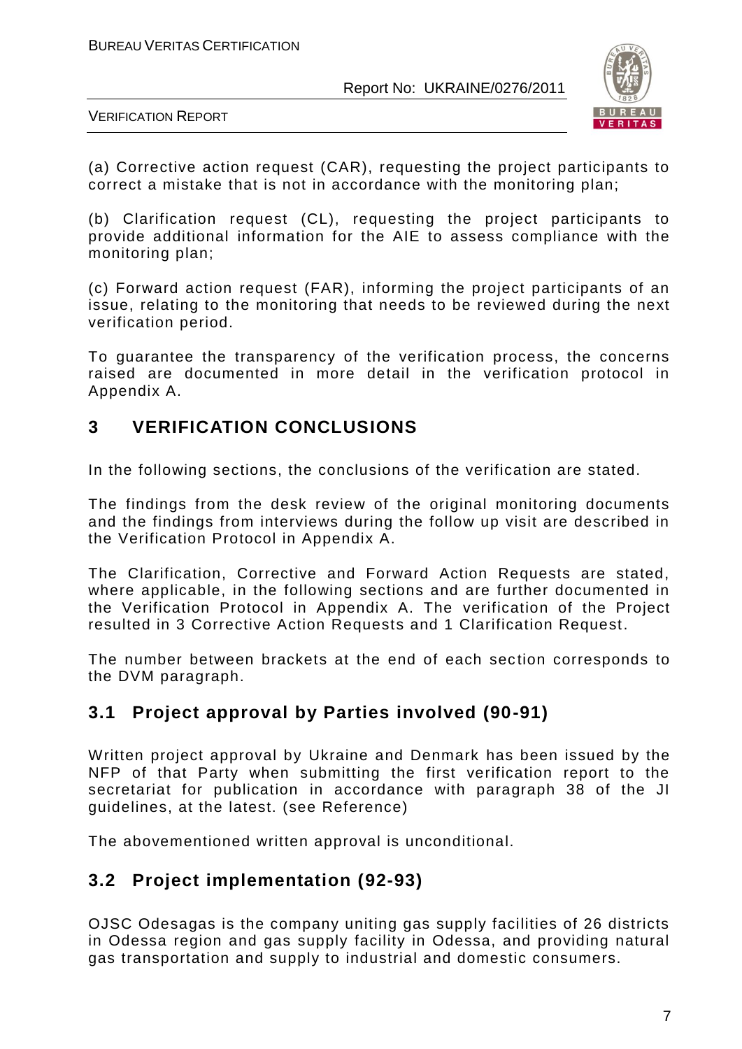(a) Corrective action request (CAR), requesting the project participants to correct a mistake that is not in accordance with the monitoring plan;

(b) Clarification request (CL), requesting the project participants to provide additional information for the AIE to assess compliance with the monitoring plan;

(c) Forward action request (FAR), informing the project participants of an issue, relating to the monitoring that needs to be reviewed during the next verification period.

To guarantee the transparency of the verification process, the concerns raised are documented in more detail in the verification protocol in Appendix A.

# 3 VERIFICATION CONCLUSIONS

In the following sections, the conclusions of the verification are stated.

The findings from the desk review of the original monitoring documents and the findings from interviews during the follow up visit are described in the Verification Protocol in Appendix A.

The Clarification, Corrective and Forward Action Requests are stated, where applicable, in the following sections and are further documented in the Verification Protocol in Appendix A. The verification of the Project resulted in 3 Corrective Action Requests and 1 Clarification Request.

The number between brackets at the end of each section corresponds to the DVM paragraph.

## 3.1 Project approval by Parties involved (90-91)

Written project approval by Ukraine and Denmark has been issued by the NFP of that Party when submitting the first verification report to the secretariat for publication in accordance with paragraph 38 of the JI guidelines, at the latest. (see Reference)

The abovementioned written approval is unconditional.

## 3.2 Project implementation (92-93)

OJSC Odesagas is the company uniting gas supply facilities of 26 districts in Odessa region and gas supply facility in Odessa, and providing natural gas transportation and supply to industrial and domestic consumers.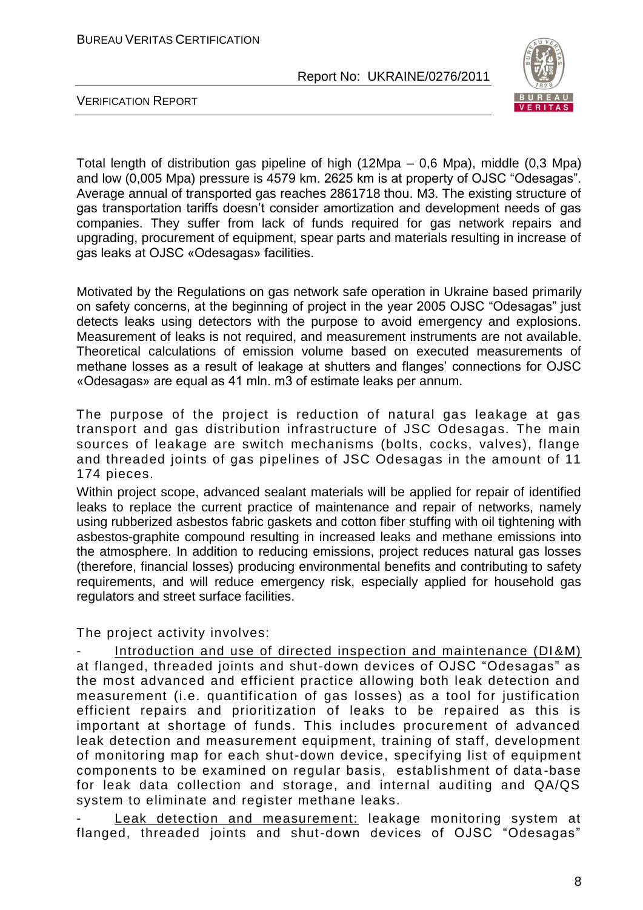Total length of distribution gas pipeline of high (12Mpa – 0,6 Mpa), middle (0,3 Mpa) and low (0,005 Mpa) pressure is 4579 km. 2625 km is at property of OJSC "Odesagas". Average annual of transported gas reaches 2861718 thou. M3. The existing structure of gas transportation tariffs doesn't consider amortization and development needs of gas companies. They suffer from lack of funds required for gas network repairs and upgrading, procurement of equipment, spear parts and materials resulting in increase of gas leaks at OJSC «Odesagas» facilities.

Motivated by the Regulations on gas network safe operation in Ukraine based primarily on safety concerns, at the beginning of project in the year 2005 OJSC "Odesagas" just detects leaks using detectors with the purpose to avoid emergency and explosions. Measurement of leaks is not required, and measurement instruments are not available. Theoretical calculations of emission volume based on executed measurements of methane losses as a result of leakage at shutters and flanges' connections for OJSC «Odesagas» are equal as 41 mln. m3 of estimate leaks per annum.

The purpose of the project is reduction of natural gas leakage at gas transport and gas distribution infrastructure of JSC Odesagas. The main sources of leakage are switch mechanisms (bolts, cocks, valves), flange and threaded joints of gas pipelines of JSC Odesagas in the amount of 11 174 pieces.

Within project scope, advanced sealant materials will be applied for repair of identified leaks to replace the current practice of maintenance and repair of networks, namely using rubberized asbestos fabric gaskets and cotton fiber stuffing with oil tightening with asbestos-graphite compound resulting in increased leaks and methane emissions into the atmosphere. In addition to reducing emissions, project reduces natural gas losses (therefore, financial losses) producing environmental benefits and contributing to safety requirements, and will reduce emergency risk, especially applied for household gas regulators and street surface facilities.

The project activity involves:

- Introduction and use of directed inspection and maintenance (DI&M) at flanged, threaded joints and shut-down devices of OJSC "Odesagas" as the most advanced and efficient practice allowing both leak detection and measurement (i.e. quantification of gas losses) as a tool for justification efficient repairs and prioritization of leaks to be repaired as this is important at shortage of funds. This includes procurement of advanced leak detection and measurement equipment, training of staff, development of monitoring map for each shut-down device, specifying list of equipment components to be examined on regular basis, establishment of data-base for leak data collection and storage, and internal auditing and QA/QS system to eliminate and register methane leaks.
- Leak detection and measurement: leakage monitoring system at flanged, threaded joints and shut-down devices of OJSC "Odesagas"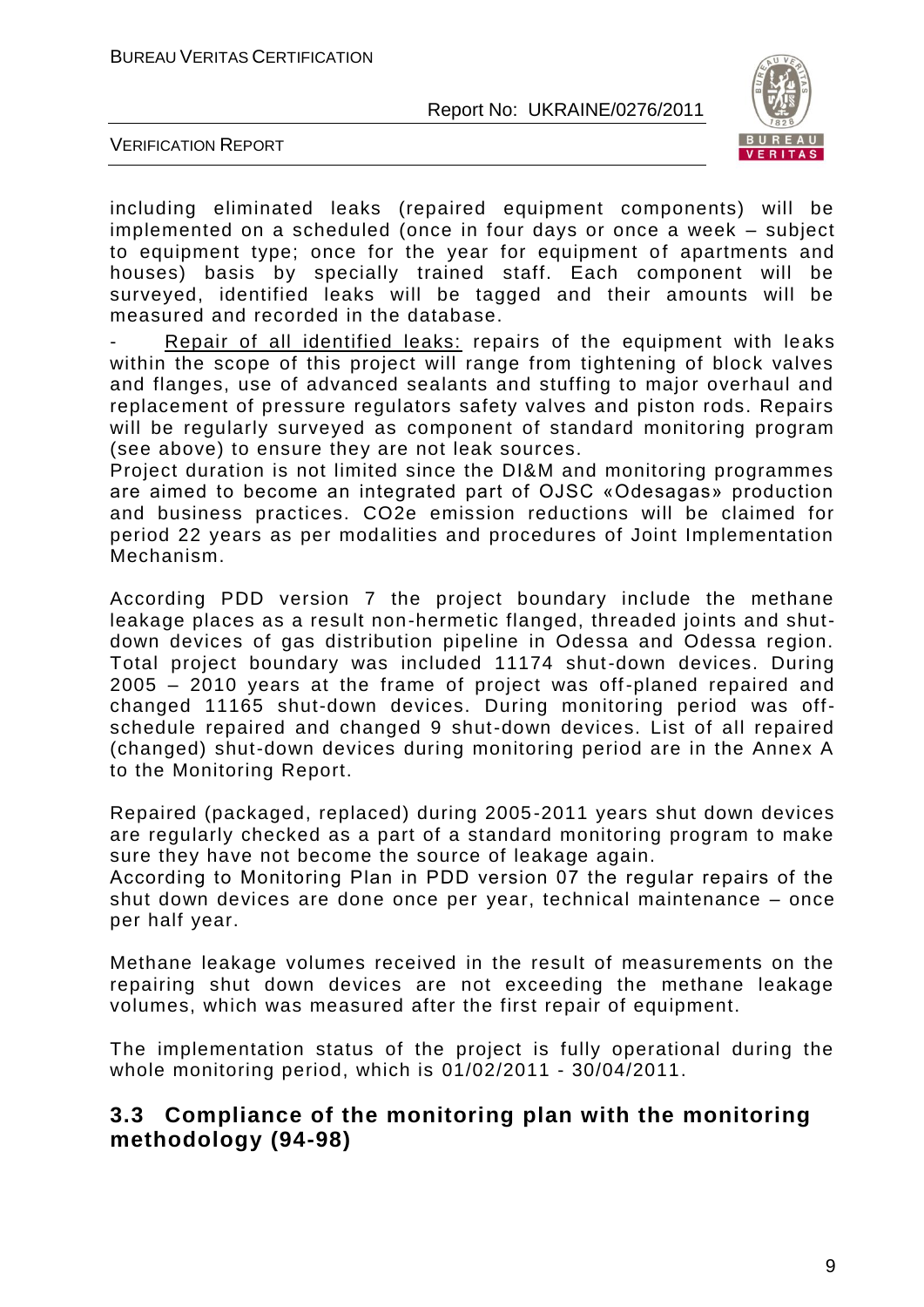including eliminated leaks (repaired equipment components) will be implemented on a scheduled (once in four days or once a week – subject to equipment type; once for the year for equipment of apartments and houses) basis by specially trained staff. Each component will be surveyed, identified leaks will be tagged and their amounts will be measured and recorded in the database.

- Repair of all identified leaks: repairs of the equipment with leaks within the scope of this project will range from tightening of block valves and flanges, use of advanced sealants and stuffing to major overhaul and replacement of pressure regulators safety valves and piston rods. Repairs will be regularly surveyed as component of standard monitoring program (see above) to ensure they are not leak sources.

Project duration is not limited since the DI&M and monitoring programmes are aimed to become an integrated part of OJSC «Odesagas» production and business practices. CO2e emission reductions will be claimed for period 22 years as per modalities and procedures of Joint Implementation Mechanism.

According PDD version 7 the project boundary include the methane leakage places as a result non-hermetic flanged, threaded joints and shut-down devices of gas distribution pipeline in Odessa and Odessa region. Total project boundary was included 11174 shut-down devices. During 2005 – 2010 years at the frame of project was off-planed repaired and changed 11165 shut-down devices. During monitoring period was off-schedule repaired and changed 9 shut-down devices. List of all repaired (changed) shut-down devices during monitoring period are in the Annex A to the Monitoring Report.

Repaired (packaged, replaced) during 2005-2011 years shut down devices are regularly checked as a part of a standard monitoring program to make sure they have not become the source of leakage again.

According to Monitoring Plan in PDD version 07 the regular repairs of the shut down devices are done once per year, technical maintenance – once per half year.

Methane leakage volumes received in the result of measurements on the repairing shut down devices are not exceeding the methane leakage volumes, which was measured after the first repair of equipment.

The implementation status of the project is fully operational during the whole monitoring period, which is 01/02/2011 - 30/04/2011.

## 3.3 Compliance of the monitoring plan with the monitoring methodology (94-98)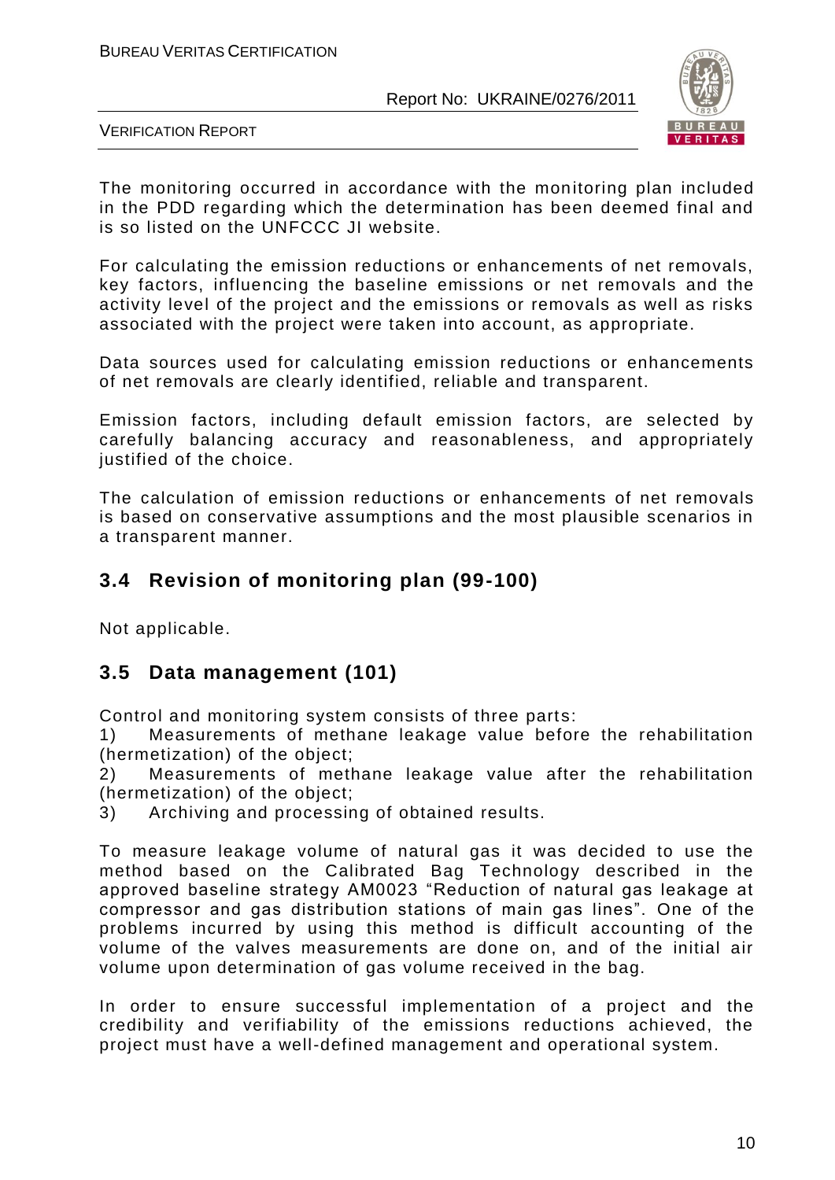The monitoring occurred in accordance with the monitoring plan included in the PDD regarding which the determination has been deemed final and is so listed on the UNFCCC JI website.

For calculating the emission reductions or enhancements of net removals, key factors, influencing the baseline emissions or net removals and the activity level of the project and the emissions or removals as well as risks associated with the project were taken into account, as appropriate.

Data sources used for calculating emission reductions or enhancements of net removals are clearly identified, reliable and transparent.

Emission factors, including default emission factors, are selected by carefully balancing accuracy and reasonableness, and appropriately justified of the choice.

The calculation of emission reductions or enhancements of net removals is based on conservative assumptions and the most plausible scenarios in a transparent manner.

## 3.4 Revision of monitoring plan (99-100)

Not applicable.

## 3.5 Data management (101)

Control and monitoring system consists of three parts:

1) Measurements of methane leakage value before the rehabilitation (hermetization) of the object;
2) Measurements of methane leakage value after the rehabilitation (hermetization) of the object;
3) Archiving and processing of obtained results.

To measure leakage volume of natural gas it was decided to use the method based on the Calibrated Bag Technology described in the approved baseline strategy AM0023 "Reduction of natural gas leakage at compressor and gas distribution stations of main gas lines". One of the problems incurred by using this method is difficult accounting of the volume of the valves measurements are done on, and of the initial air volume upon determination of gas volume received in the bag.

In order to ensure successful implementation of a project and the credibility and verifiability of the emissions reductions achieved, the project must have a well-defined management and operational system.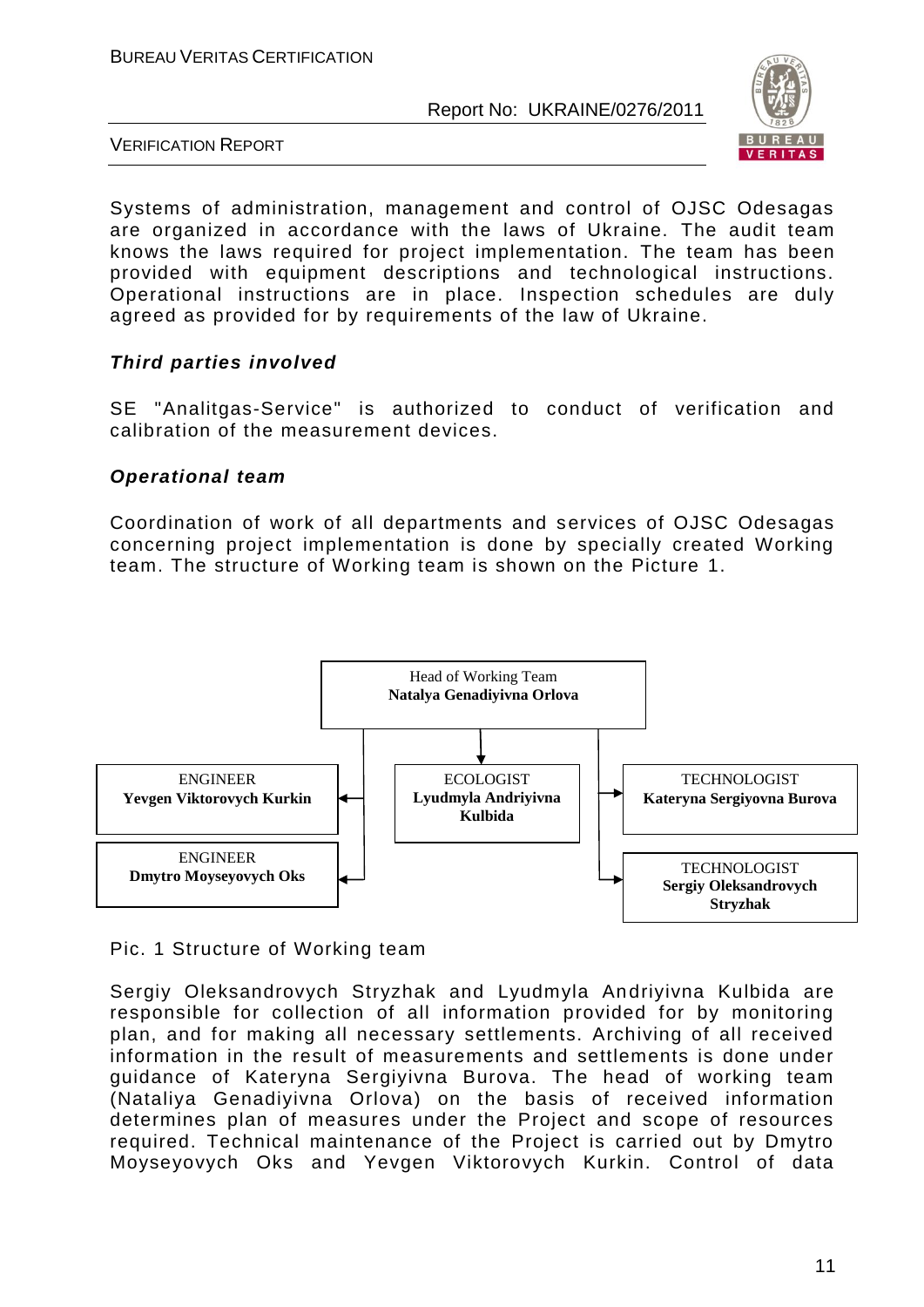Systems of administration, management and control of OJSC Odesagas are organized in accordance with the laws of Ukraine. The audit team knows the laws required for project implementation. The team has been provided with equipment descriptions and technological instructions. Operational instructions are in place. Inspection schedules are duly agreed as provided for by requirements of the law of Ukraine.

***Third parties involved***

SE "Analitgas-Service" is authorized to conduct of verification and calibration of the measurement devices.

***Operational team***

Coordination of work of all departments and services of OJSC Odesagas concerning project implementation is done by specially created Working team. The structure of Working team is shown on the Picture 1.

Head of Working Team
**Natalya Genadiyivna Orlova**

- ENGINEER **Yevgen Viktorovych Kurkin**
- ENGINEER **Dmytro Moyseyovych Oks**
- ECOLOGIST **Lyudmyla Andriyivna Kulbida**
- TECHNOLOGIST **Kateryna Sergiyovna Burova**
- TECHNOLOGIST **Sergiy Oleksandrovych Stryzhak**

Pic. 1 Structure of Working team

Sergiy Oleksandrovych Stryzhak and Lyudmyla Andriyivna Kulbida are responsible for collection of all information provided for by monitoring plan, and for making all necessary settlements. Archiving of all received information in the result of measurements and settlements is done under guidance of Kateryna Sergiyivna Burova. The head of working team (Nataliya Genadiyivna Orlova) on the basis of received information determines plan of measures under the Project and scope of resources required. Technical maintenance of the Project is carried out by Dmytro Moyseyovych Oks and Yevgen Viktorovych Kurkin. Control of data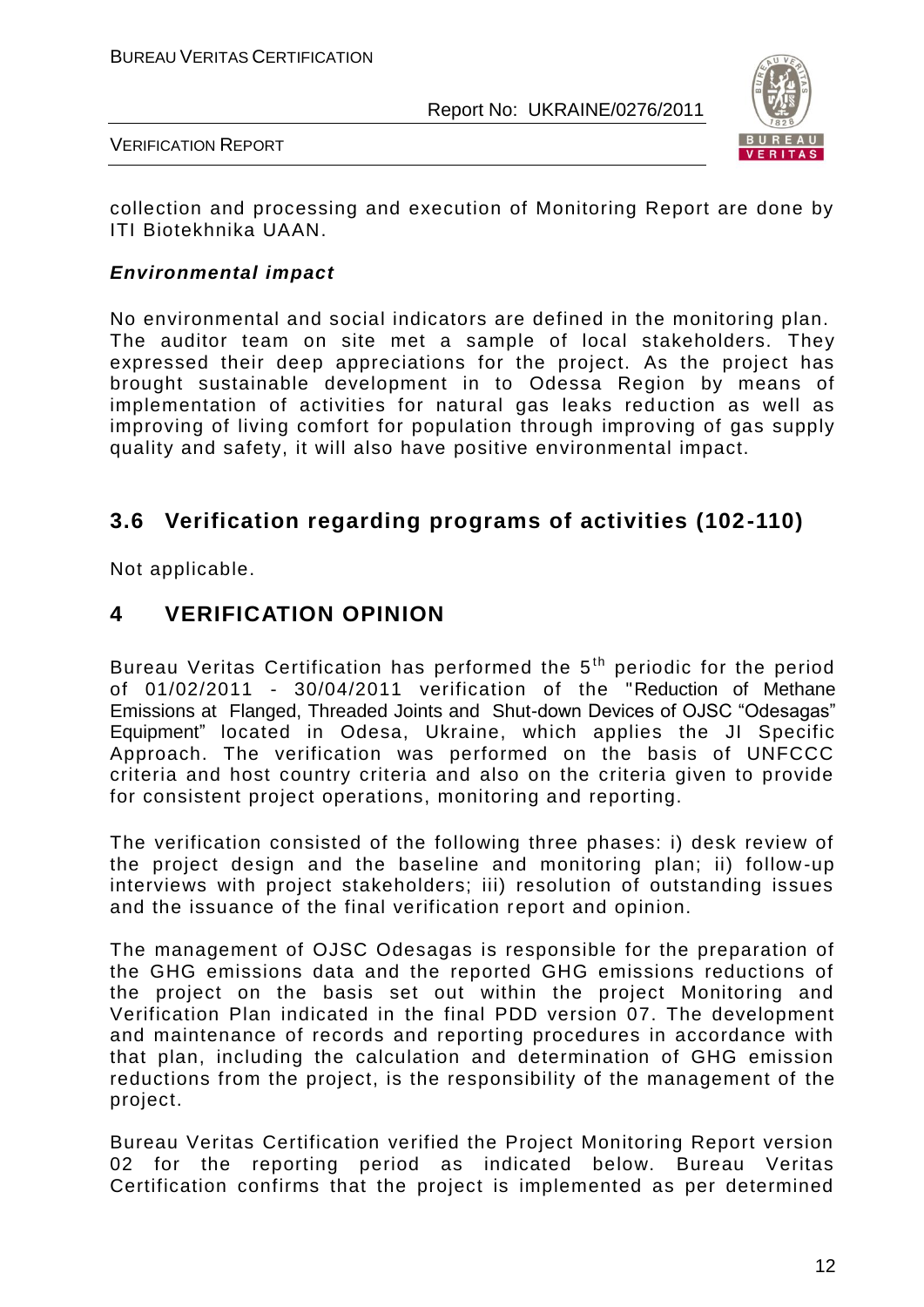collection and processing and execution of Monitoring Report are done by ITI Biotekhnika UAAN.

***Environmental impact***

No environmental and social indicators are defined in the monitoring plan. The auditor team on site met a sample of local stakeholders. They expressed their deep appreciations for the project. As the project has brought sustainable development in to Odessa Region by means of implementation of activities for natural gas leaks reduction as well as improving of living comfort for population through improving of gas supply quality and safety, it will also have positive environmental impact.

## 3.6 Verification regarding programs of activities (102-110)

Not applicable.

# 4 VERIFICATION OPINION

Bureau Veritas Certification has performed the 5th periodic for the period of 01/02/2011 - 30/04/2011 verification of the "Reduction of Methane Emissions at Flanged, Threaded Joints and Shut-down Devices of OJSC "Odesagas" Equipment" located in Odesa, Ukraine, which applies the JI Specific Approach. The verification was performed on the basis of UNFCCC criteria and host country criteria and also on the criteria given to provide for consistent project operations, monitoring and reporting.

The verification consisted of the following three phases: i) desk review of the project design and the baseline and monitoring plan; ii) follow-up interviews with project stakeholders; iii) resolution of outstanding issues and the issuance of the final verification report and opinion.

The management of OJSC Odesagas is responsible for the preparation of the GHG emissions data and the reported GHG emissions reductions of the project on the basis set out within the project Monitoring and Verification Plan indicated in the final PDD version 07. The development and maintenance of records and reporting procedures in accordance with that plan, including the calculation and determination of GHG emission reductions from the project, is the responsibility of the management of the project.

Bureau Veritas Certification verified the Project Monitoring Report version 02 for the reporting period as indicated below. Bureau Veritas Certification confirms that the project is implemented as per determined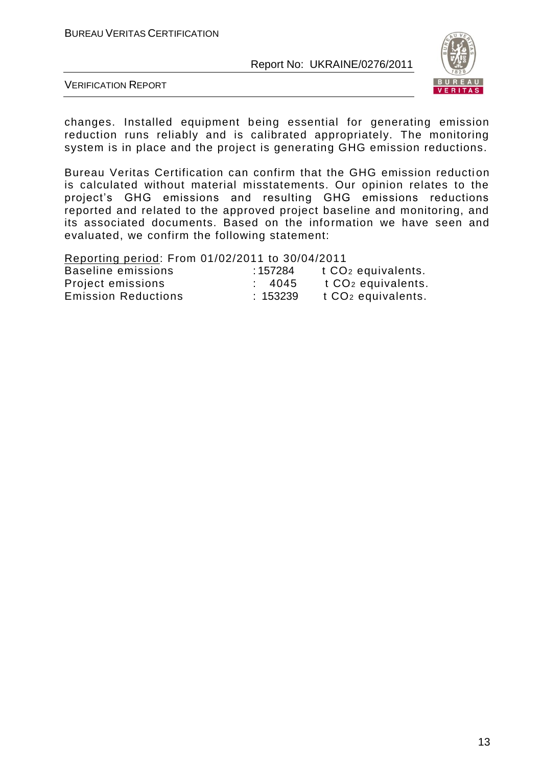changes. Installed equipment being essential for generating emission reduction runs reliably and is calibrated appropriately. The monitoring system is in place and the project is generating GHG emission reductions.

Bureau Veritas Certification can confirm that the GHG emission reduction is calculated without material misstatements. Our opinion relates to the project's GHG emissions and resulting GHG emissions reductions reported and related to the approved project baseline and monitoring, and its associated documents. Based on the information we have seen and evaluated, we confirm the following statement:

<u>Reporting period</u>: From 01/02/2011 to 30/04/2011

| | | |
|---|---|---|
| Baseline emissions | : 157284 | t $CO_2$ equivalents. |
| Project emissions | : 4045 | t $CO_2$ equivalents. |
| Emission Reductions | : 153239 | t $CO_2$ equivalents. |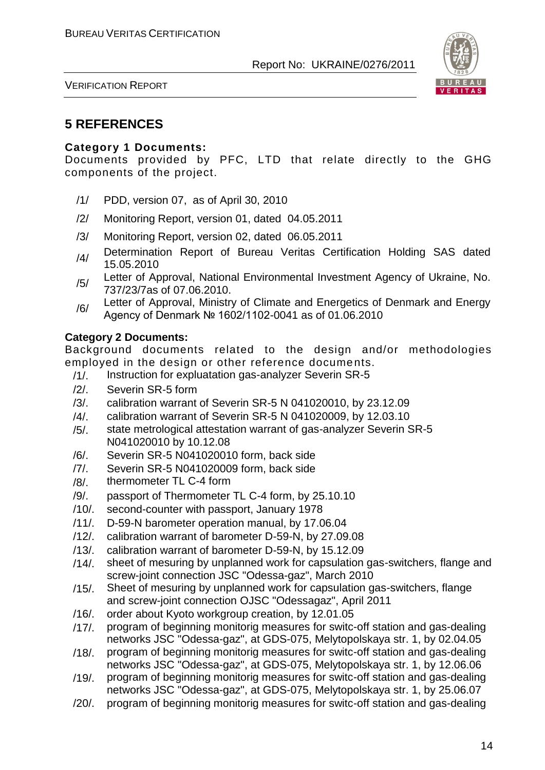## 5 REFERENCES

**Category 1 Documents:**

Documents provided by PFC, LTD that relate directly to the GHG components of the project.

/1/ PDD, version 07, as of April 30, 2010

/2/ Monitoring Report, version 01, dated 04.05.2011

/3/ Monitoring Report, version 02, dated 06.05.2011

/4/ Determination Report of Bureau Veritas Certification Holding SAS dated 15.05.2010

/5/ Letter of Approval, National Environmental Investment Agency of Ukraine, No. 737/23/7as of 07.06.2010.

/6/ Letter of Approval, Ministry of Climate and Energetics of Denmark and Energy Agency of Denmark № 1602/1102-0041 as of 01.06.2010

**Category 2 Documents:**

Background documents related to the design and/or methodologies employed in the design or other reference documents.

/1/. Instruction for expluatation gas-analyzer Severin SR-5

/2/. Severin SR-5 form

/3/. calibration warrant of Severin SR-5 N 041020010, by 23.12.09

/4/. calibration warrant of Severin SR-5 N 041020009, by 12.03.10

/5/. state metrological attestation warrant of gas-analyzer Severin SR-5 N041020010 by 10.12.08

/6/. Severin SR-5 N041020010 form, back side

/7/. Severin SR-5 N041020009 form, back side

/8/. thermometer TL C-4 form

/9/. passport of Thermometer TL C-4 form, by 25.10.10

/10/. second-counter with passport, January 1978

/11/. D-59-N barometer operation manual, by 17.06.04

/12/. calibration warrant of barometer D-59-N, by 27.09.08

/13/. calibration warrant of barometer D-59-N, by 15.12.09

/14/. sheet of mesuring by unplanned work for capsulation gas-switchers, flange and screw-joint connection JSC "Odessa-gaz", March 2010

/15/. Sheet of mesuring by unplanned work for capsulation gas-switchers, flange and screw-joint connection OJSC "Odessagaz", April 2011

/16/. order about Kyoto workgroup creation, by 12.01.05

/17/. program of beginning monitorig measures for switc-off station and gas-dealing networks JSC "Odessa-gaz", at GDS-075, Melytopolskaya str. 1, by 02.04.05

/18/. program of beginning monitorig measures for switc-off station and gas-dealing networks JSC "Odessa-gaz", at GDS-075, Melytopolskaya str. 1, by 12.06.06

/19/. program of beginning monitorig measures for switc-off station and gas-dealing networks JSC "Odessa-gaz", at GDS-075, Melytopolskaya str. 1, by 25.06.07

/20/. program of beginning monitorig measures for switc-off station and gas-dealing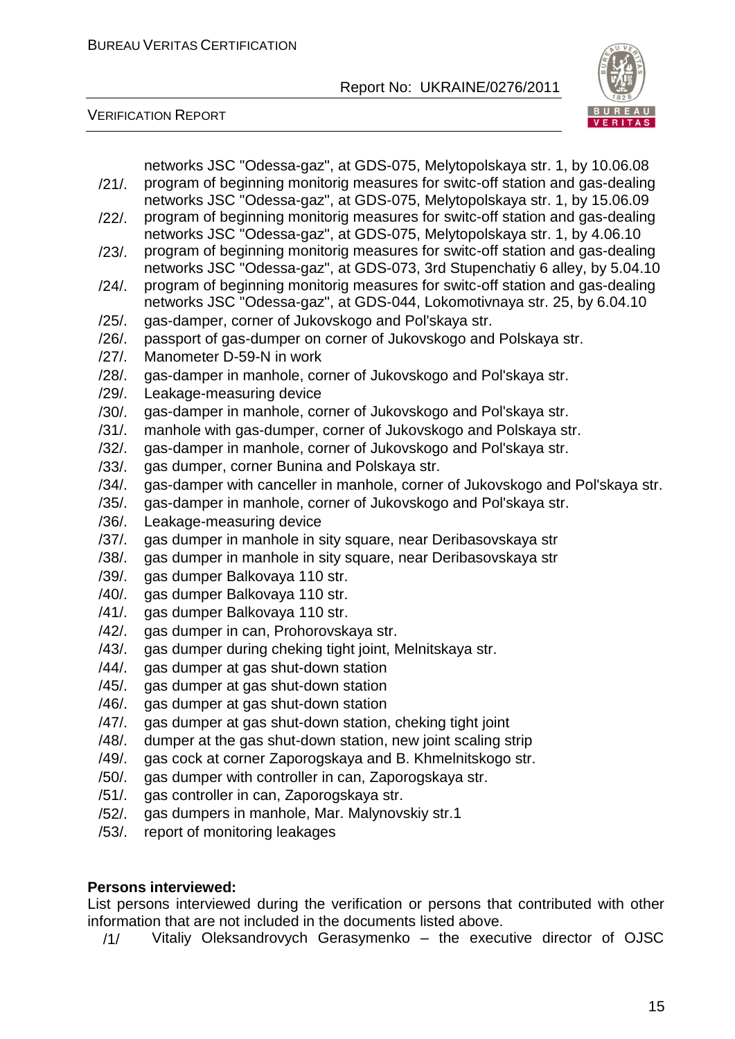networks JSC "Odessa-gaz", at GDS-075, Melytopolskaya str. 1, by 10.06.08

/21/. program of beginning monitorig measures for switc-off station and gas-dealing networks JSC "Odessa-gaz", at GDS-075, Melytopolskaya str. 1, by 15.06.09
/22/. program of beginning monitorig measures for switc-off station and gas-dealing networks JSC "Odessa-gaz", at GDS-075, Melytopolskaya str. 1, by 4.06.10
/23/. program of beginning monitorig measures for switc-off station and gas-dealing networks JSC "Odessa-gaz", at GDS-073, 3rd Stupenchatiy 6 alley, by 5.04.10
/24/. program of beginning monitorig measures for switc-off station and gas-dealing networks JSC "Odessa-gaz", at GDS-044, Lokomotivnaya str. 25, by 6.04.10
/25/. gas-damper, corner of Jukovskogo and Pol'skaya str.
/26/. passport of gas-dumper on corner of Jukovskogo and Polskaya str.
/27/. Manometer D-59-N in work
/28/. gas-damper in manhole, corner of Jukovskogo and Pol'skaya str.
/29/. Leakage-measuring device
/30/. gas-damper in manhole, corner of Jukovskogo and Pol'skaya str.
/31/. manhole with gas-dumper, corner of Jukovskogo and Polskaya str.
/32/. gas-damper in manhole, corner of Jukovskogo and Pol'skaya str.
/33/. gas dumper, corner Bunina and Polskaya str.
/34/. gas-damper with canceller in manhole, corner of Jukovskogo and Pol'skaya str.
/35/. gas-damper in manhole, corner of Jukovskogo and Pol'skaya str.
/36/. Leakage-measuring device
/37/. gas dumper in manhole in sity square, near Deribasovskaya str
/38/. gas dumper in manhole in sity square, near Deribasovskaya str
/39/. gas dumper Balkovaya 110 str.
/40/. gas dumper Balkovaya 110 str.
/41/. gas dumper Balkovaya 110 str.
/42/. gas dumper in can, Prohorovskaya str.
/43/. gas dumper during cheking tight joint, Melnitskaya str.
/44/. gas dumper at gas shut-down station
/45/. gas dumper at gas shut-down station
/46/. gas dumper at gas shut-down station
/47/. gas dumper at gas shut-down station, cheking tight joint
/48/. dumper at the gas shut-down station, new joint scaling strip
/49/. gas cock at corner Zaporogskaya and B. Khmelnitskogo str.
/50/. gas dumper with controller in can, Zaporogskaya str.
/51/. gas controller in can, Zaporogskaya str.
/52/. gas dumpers in manhole, Mar. Malynovskiy str.1
/53/. report of monitoring leakages

**Persons interviewed:**

List persons interviewed during the verification or persons that contributed with other information that are not included in the documents listed above.

/1/ Vitaliy Oleksandrovych Gerasymenko – the executive director of OJSC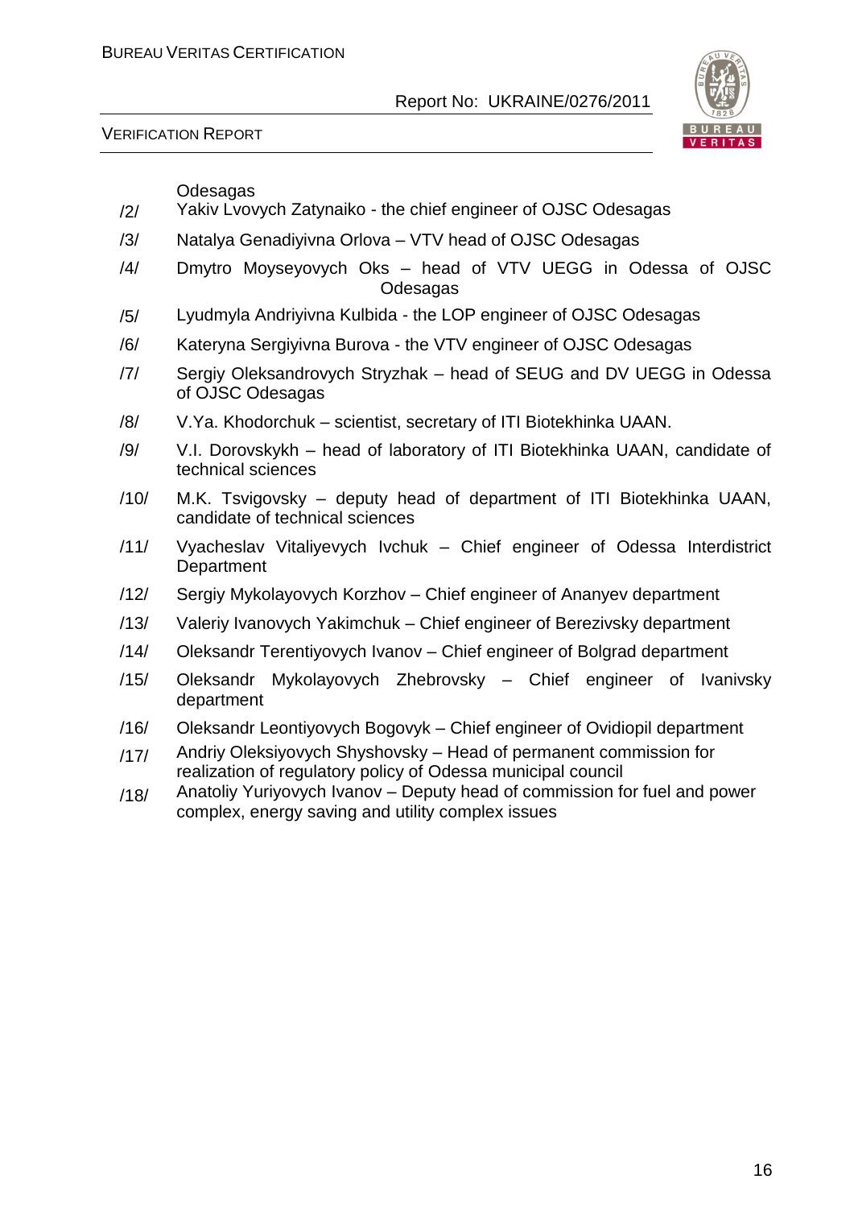Odesagas

/2/ Yakiv Lvovych Zatynaiko - the chief engineer of OJSC Odesagas

/3/ Natalya Genadiyivna Orlova – VTV head of OJSC Odesagas

/4/ Dmytro Moyseyovych Oks – head of VTV UEGG in Odessa of OJSC Odesagas

/5/ Lyudmyla Andriyivna Kulbida - the LOP engineer of OJSC Odesagas

/6/ Kateryna Sergiyivna Burova - the VTV engineer of OJSC Odesagas

/7/ Sergiy Oleksandrovych Stryzhak – head of SEUG and DV UEGG in Odessa of OJSC Odesagas

/8/ V.Ya. Khodorchuk – scientist, secretary of ITI Biotekhinka UAAN.

/9/ V.I. Dorovskykh – head of laboratory of ITI Biotekhinka UAAN, candidate of technical sciences

/10/ M.K. Tsvigovsky – deputy head of department of ITI Biotekhinka UAAN, candidate of technical sciences

/11/ Vyacheslav Vitaliyevych Ivchuk – Chief engineer of Odessa Interdistrict Department

/12/ Sergiy Mykolayovych Korzhov – Chief engineer of Ananyev department

/13/ Valeriy Ivanovych Yakimchuk – Chief engineer of Berezivsky department

/14/ Oleksandr Terentiyovych Ivanov – Chief engineer of Bolgrad department

/15/ Oleksandr Mykolayovych Zhebrovsky – Chief engineer of Ivanivsky department

/16/ Oleksandr Leontiyovych Bogovyk – Chief engineer of Ovidiopil department

/17/ Andriy Oleksiyovych Shyshovsky – Head of permanent commission for realization of regulatory policy of Odessa municipal council

/18/ Anatoliy Yuriyovych Ivanov – Deputy head of commission for fuel and power complex, energy saving and utility complex issues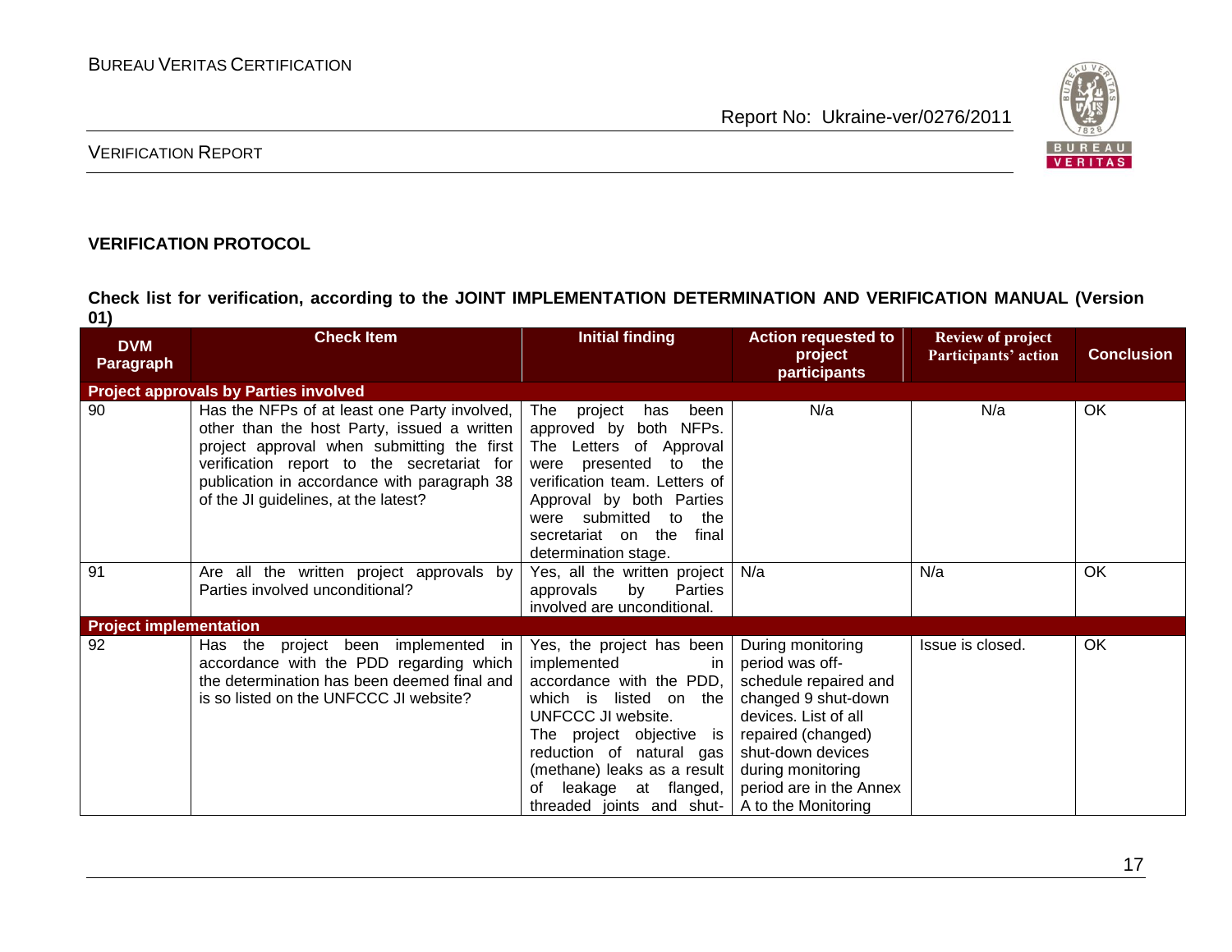**VERIFICATION PROTOCOL**

**Check list for verification, according to the JOINT IMPLEMENTATION DETERMINATION AND VERIFICATION MANUAL (Version 01)**

| DVM Paragraph | Check Item | Initial finding | Action requested to project participants | Review of project Participants' action | Conclusion |
|---|---|---|---|---|---|
| **Project approvals by Parties involved** | | | | | |
| 90 | Has the NFPs of at least one Party involved, other than the host Party, issued a written project approval when submitting the first verification report to the secretariat for publication in accordance with paragraph 38 of the JI guidelines, at the latest? | The project has been approved by both NFPs. The Letters of Approval were presented to the verification team. Letters of Approval by both Parties were submitted to the secretariat on the final determination stage. | N/a | N/a | OK |
| 91 | Are all the written project approvals by Parties involved unconditional? | Yes, all the written project approvals by Parties involved are unconditional. | N/a | N/a | OK |
| **Project implementation** | | | | | |
| 92 | Has the project been implemented in accordance with the PDD regarding which the determination has been deemed final and is so listed on the UNFCCC JI website? | Yes, the project has been implemented in accordance with the PDD, which is listed on the UNFCCC JI website. The project objective is reduction of natural gas (methane) leaks as a result of leakage at flanged, threaded joints and shut- | During monitoring period was off-schedule repaired and changed 9 shut-down devices. List of all repaired (changed) shut-down devices during monitoring period are in the Annex A to the Monitoring | Issue is closed. | OK |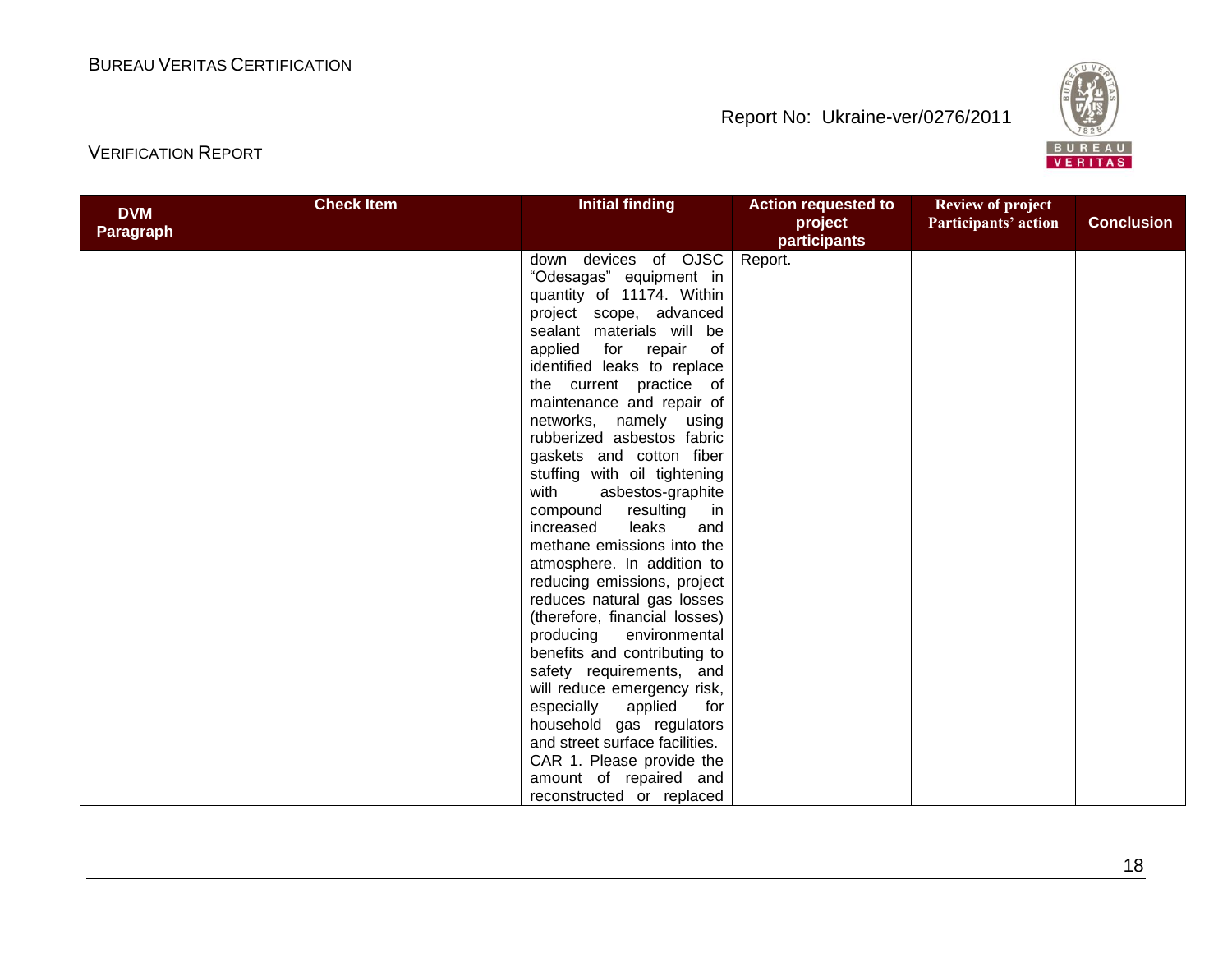| DVM Paragraph | Check Item | Initial finding | Action requested to project participants | Review of project Participants' action | Conclusion |
|---|---|---|---|---|---|
| | | down devices of OJSC "Odesagas" equipment in quantity of 11174. Within project scope, advanced sealant materials will be applied for repair of identified leaks to replace the current practice of maintenance and repair of networks, namely using rubberized asbestos fabric gaskets and cotton fiber stuffing with oil tightening with asbestos-graphite compound resulting in increased leaks and methane emissions into the atmosphere. In addition to reducing emissions, project reduces natural gas losses (therefore, financial losses) producing environmental benefits and contributing to safety requirements, and will reduce emergency risk, especially applied for household gas regulators and street surface facilities. CAR 1. Please provide the amount of repaired and reconstructed or replaced | Report. | | |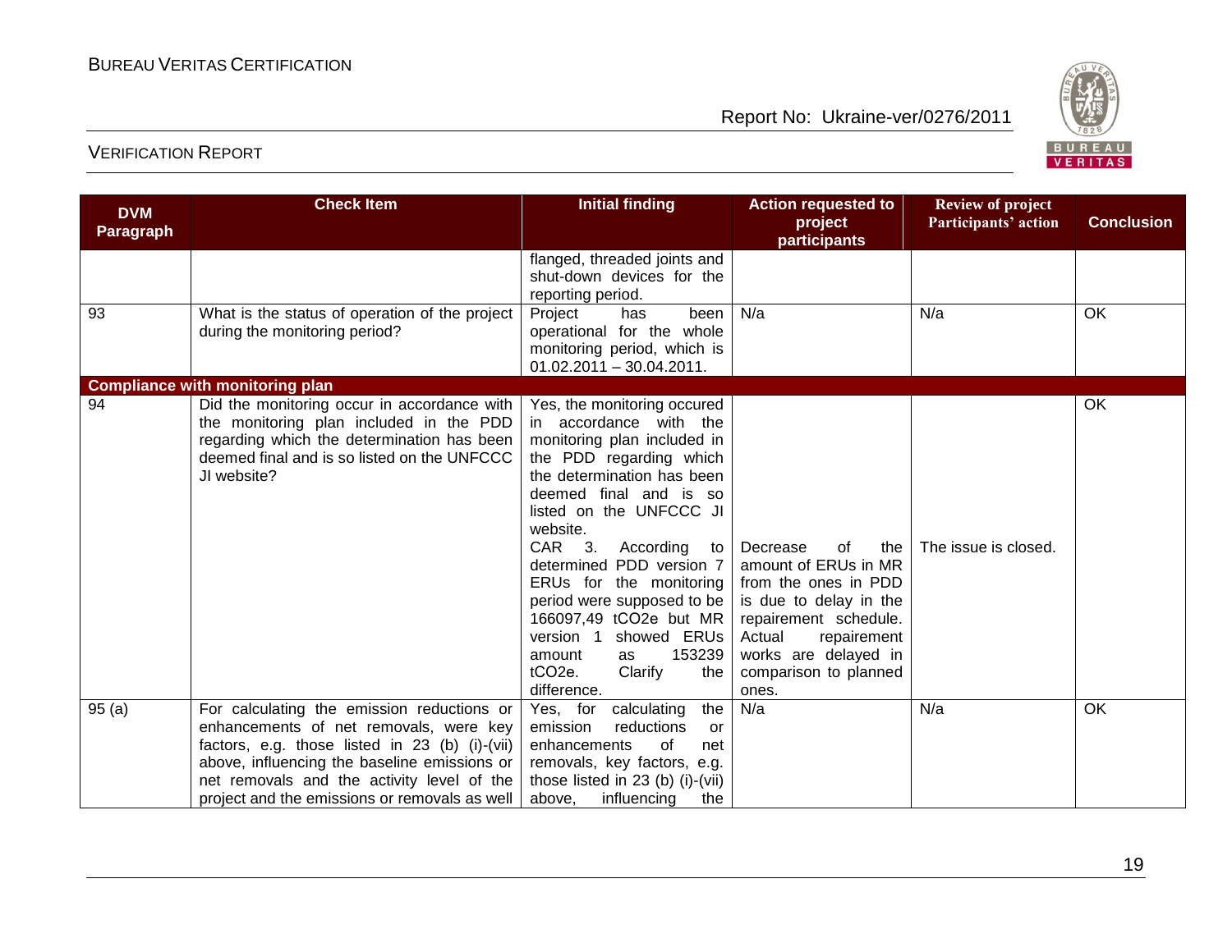| DVM Paragraph | Check Item | Initial finding | Action requested to project participants | Review of project Participants' action | Conclusion |
|---|---|---|---|---|---|
| | | flanged, threaded joints and shut-down devices for the reporting period. | | | |
| 93 | What is the status of operation of the project during the monitoring period? | Project has been operational for the whole monitoring period, which is 01.02.2011 – 30.04.2011. | N/a | N/a | OK |
| **Compliance with monitoring plan** | | | | | |
| 94 | Did the monitoring occur in accordance with the monitoring plan included in the PDD regarding which the determination has been deemed final and is so listed on the UNFCCC JI website? | Yes, the monitoring occured in accordance with the monitoring plan included in the PDD regarding which the determination has been deemed final and is so listed on the UNFCCC JI website.<br>CAR 3. According to determined PDD version 7 ERUs for the monitoring period were supposed to be 166097,49 $tCO_2e$ but MR version 1 showed ERUs amount as 153239 $tCO_2e$. Clarify the difference. | Decrease of the amount of ERUs in MR from the ones in PDD is due to delay in the repairement schedule. Actual repairement works are delayed in comparison to planned ones. | The issue is closed. | OK |
| 95 (a) | For calculating the emission reductions or enhancements of net removals, were key factors, e.g. those listed in 23 (b) (i)-(vii) above, influencing the baseline emissions or net removals and the activity level of the project and the emissions or removals as well | Yes, for calculating the emission reductions or enhancements of net removals, key factors, e.g. those listed in 23 (b) (i)-(vii) above, influencing the | N/a | N/a | OK |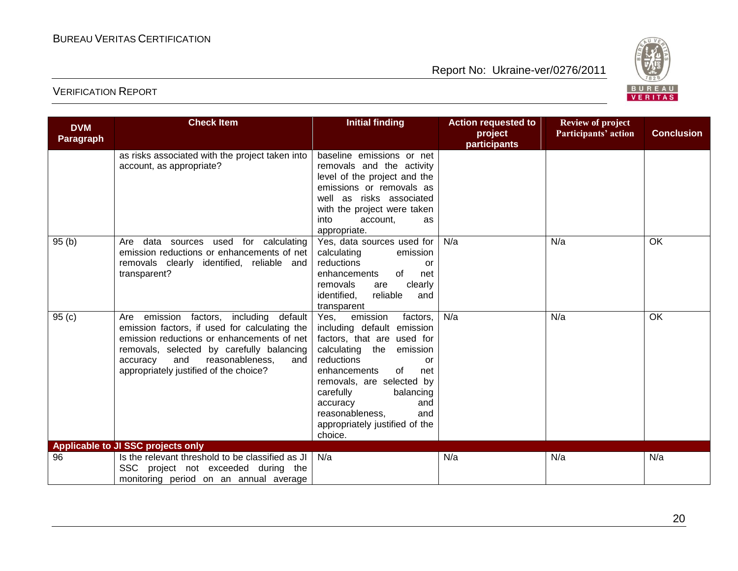| DVM Paragraph | Check Item | Initial finding | Action requested to project participants | Review of project Participants' action | Conclusion |
|---|---|---|---|---|---|
| | as risks associated with the project taken into account, as appropriate? | baseline emissions or net removals and the activity level of the project and the emissions or removals as well as risks associated with the project were taken into account, as appropriate. | | | |
| 95 (b) | Are data sources used for calculating emission reductions or enhancements of net removals clearly identified, reliable and transparent? | Yes, data sources used for calculating emission reductions or enhancements of net removals are clearly identified, reliable and transparent | N/a | N/a | OK |
| 95 (c) | Are emission factors, including default emission factors, if used for calculating the emission reductions or enhancements of net removals, selected by carefully balancing accuracy and reasonableness, and appropriately justified of the choice? | Yes, emission factors, including default emission factors, that are used for calculating the emission reductions or enhancements of net removals, are selected by carefully balancing accuracy and reasonableness, and appropriately justified of the choice. | N/a | N/a | OK |
| **Applicable to JI SSC projects only** | | | | | |
| 96 | Is the relevant threshold to be classified as JI SSC project not exceeded during the monitoring period on an annual average | N/a | N/a | N/a | N/a |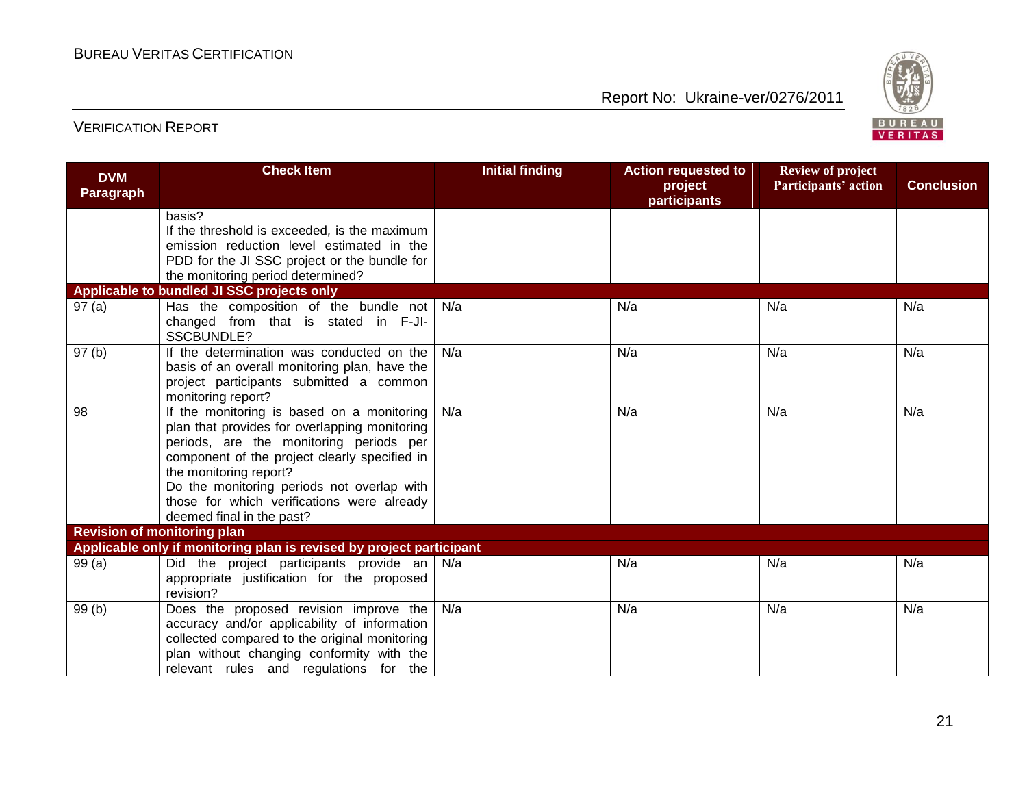| DVM Paragraph | Check Item | Initial finding | Action requested to project participants | Review of project Participants' action | Conclusion |
|---|---|---|---|---|---|
| | basis?<br>If the threshold is exceeded, is the maximum emission reduction level estimated in the PDD for the JI SSC project or the bundle for the monitoring period determined? | | | | |
| **Applicable to bundled JI SSC projects only** | | | | | |
| 97 (a) | Has the composition of the bundle not changed from that is stated in F-JI-SSCBUNDLE? | N/a | N/a | N/a | N/a |
| 97 (b) | If the determination was conducted on the basis of an overall monitoring plan, have the project participants submitted a common monitoring report? | N/a | N/a | N/a | N/a |
| 98 | If the monitoring is based on a monitoring plan that provides for overlapping monitoring periods, are the monitoring periods per component of the project clearly specified in the monitoring report?<br>Do the monitoring periods not overlap with those for which verifications were already deemed final in the past? | N/a | N/a | N/a | N/a |
| **Revision of monitoring plan** | | | | | |
| **Applicable only if monitoring plan is revised by project participant** | | | | | |
| 99 (a) | Did the project participants provide an appropriate justification for the proposed revision? | N/a | N/a | N/a | N/a |
| 99 (b) | Does the proposed revision improve the accuracy and/or applicability of information collected compared to the original monitoring plan without changing conformity with the relevant rules and regulations for the | N/a | N/a | N/a | N/a |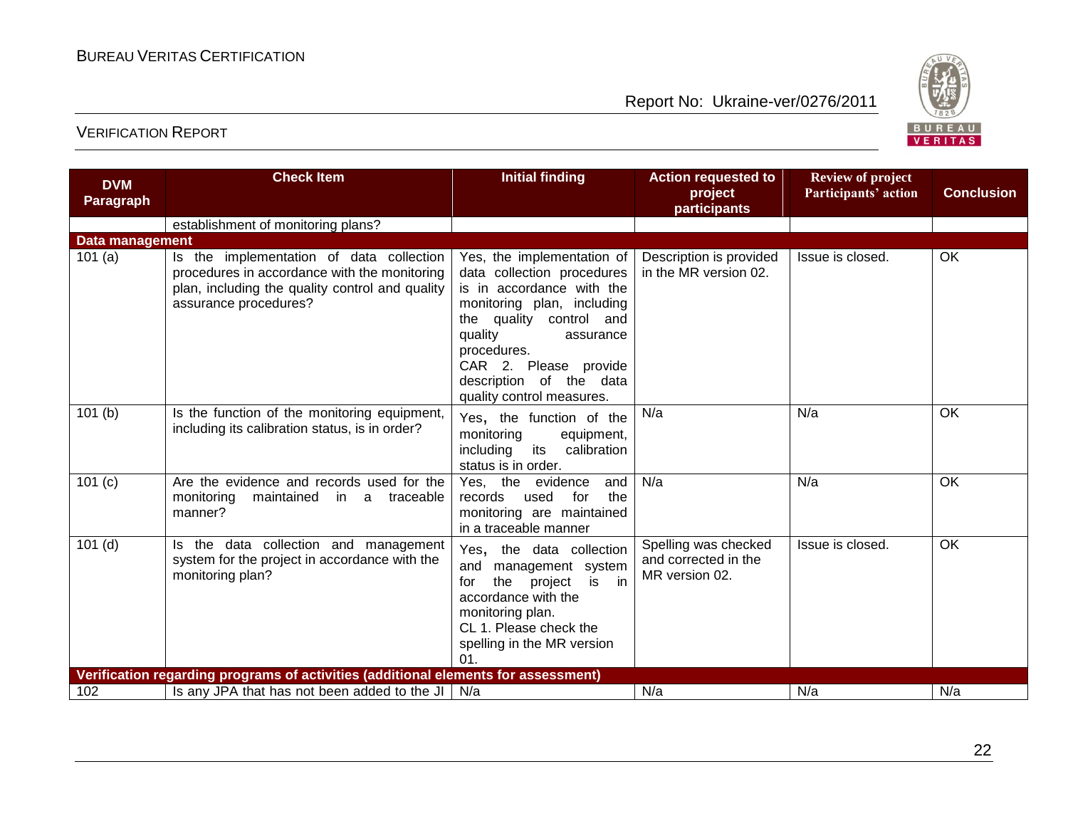| DVM Paragraph | Check Item | Initial finding | Action requested to project participants | Review of project Participants' action | Conclusion |
|---|---|---|---|---|---|
| | establishment of monitoring plans? | | | | |
| **Data management** | | | | | |
| 101 (a) | Is the implementation of data collection procedures in accordance with the monitoring plan, including the quality control and quality assurance procedures? | Yes, the implementation of data collection procedures is in accordance with the monitoring plan, including the quality control and quality assurance procedures. CAR 2. Please provide description of the data quality control measures. | Description is provided in the MR version 02. | Issue is closed. | OK |
| 101 (b) | Is the function of the monitoring equipment, including its calibration status, is in order? | Yes, the function of the monitoring equipment, including its calibration status is in order. | N/a | N/a | OK |
| 101 (c) | Are the evidence and records used for the monitoring maintained in a traceable manner? | Yes, the evidence and records used for the monitoring are maintained in a traceable manner | N/a | N/a | OK |
| 101 (d) | Is the data collection and management system for the project in accordance with the monitoring plan? | Yes, the data collection and management system for the project is in accordance with the monitoring plan. CL 1. Please check the spelling in the MR version 01. | Spelling was checked and corrected in the MR version 02. | Issue is closed. | OK |
| **Verification regarding programs of activities (additional elements for assessment)** | | | | | |
| 102 | Is any JPA that has not been added to the JI | N/a | N/a | N/a | N/a |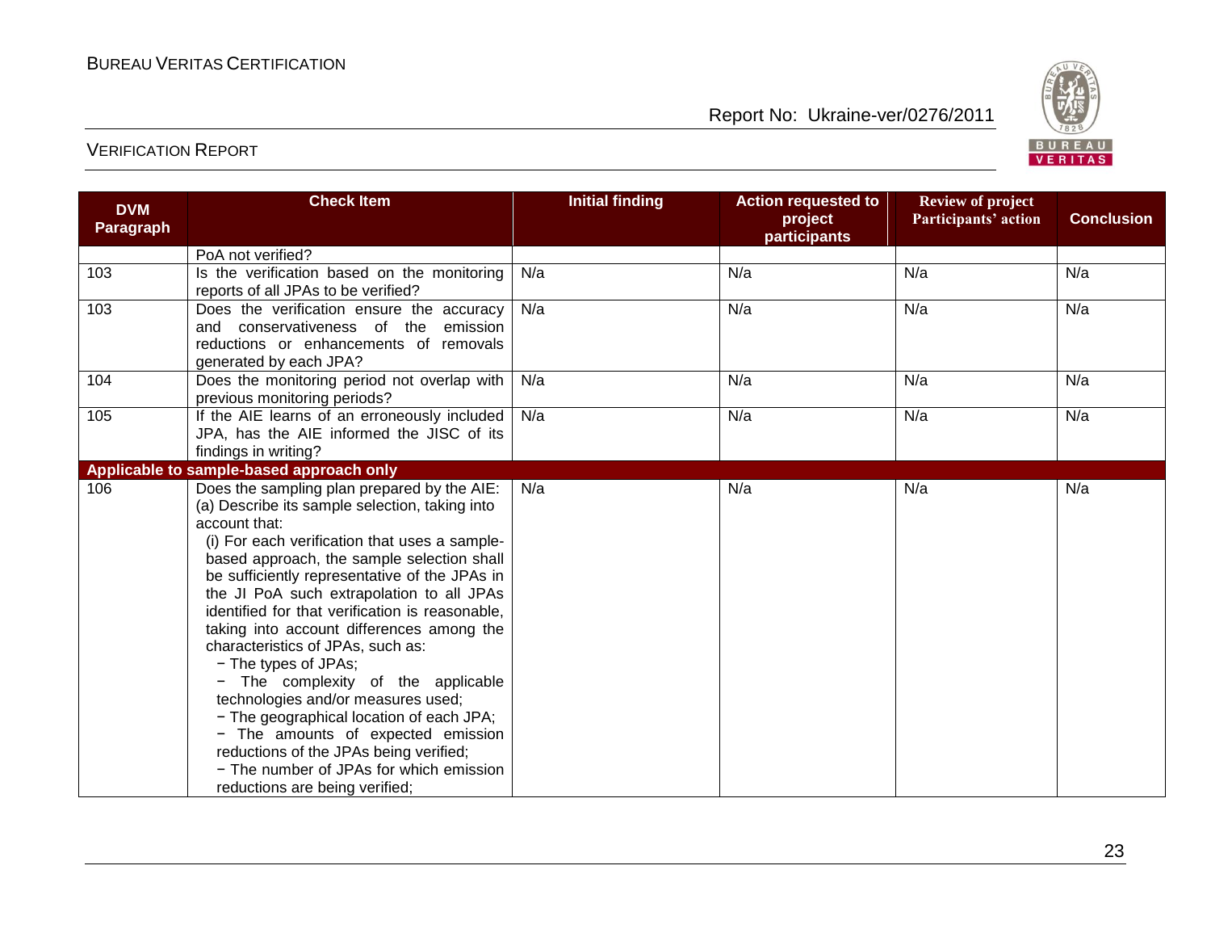| DVM Paragraph | Check Item | Initial finding | Action requested to project participants | Review of project Participants' action | Conclusion |
|---|---|---|---|---|---|
| | PoA not verified? | | | | |
| 103 | Is the verification based on the monitoring reports of all JPAs to be verified? | N/a | N/a | N/a | N/a |
| 103 | Does the verification ensure the accuracy and conservativeness of the emission reductions or enhancements of removals generated by each JPA? | N/a | N/a | N/a | N/a |
| 104 | Does the monitoring period not overlap with previous monitoring periods? | N/a | N/a | N/a | N/a |
| 105 | If the AIE learns of an erroneously included JPA, has the AIE informed the JISC of its findings in writing? | N/a | N/a | N/a | N/a |
| **Applicable to sample-based approach only** | | | | | |
| 106 | Does the sampling plan prepared by the AIE:<br>(a) Describe its sample selection, taking into account that:<br>(i) For each verification that uses a sample-based approach, the sample selection shall be sufficiently representative of the JPAs in the JI PoA such extrapolation to all JPAs identified for that verification is reasonable, taking into account differences among the characteristics of JPAs, such as:<br>− The types of JPAs;<br>− The complexity of the applicable technologies and/or measures used;<br>− The geographical location of each JPA;<br>− The amounts of expected emission reductions of the JPAs being verified;<br>− The number of JPAs for which emission reductions are being verified; | N/a | N/a | N/a | N/a |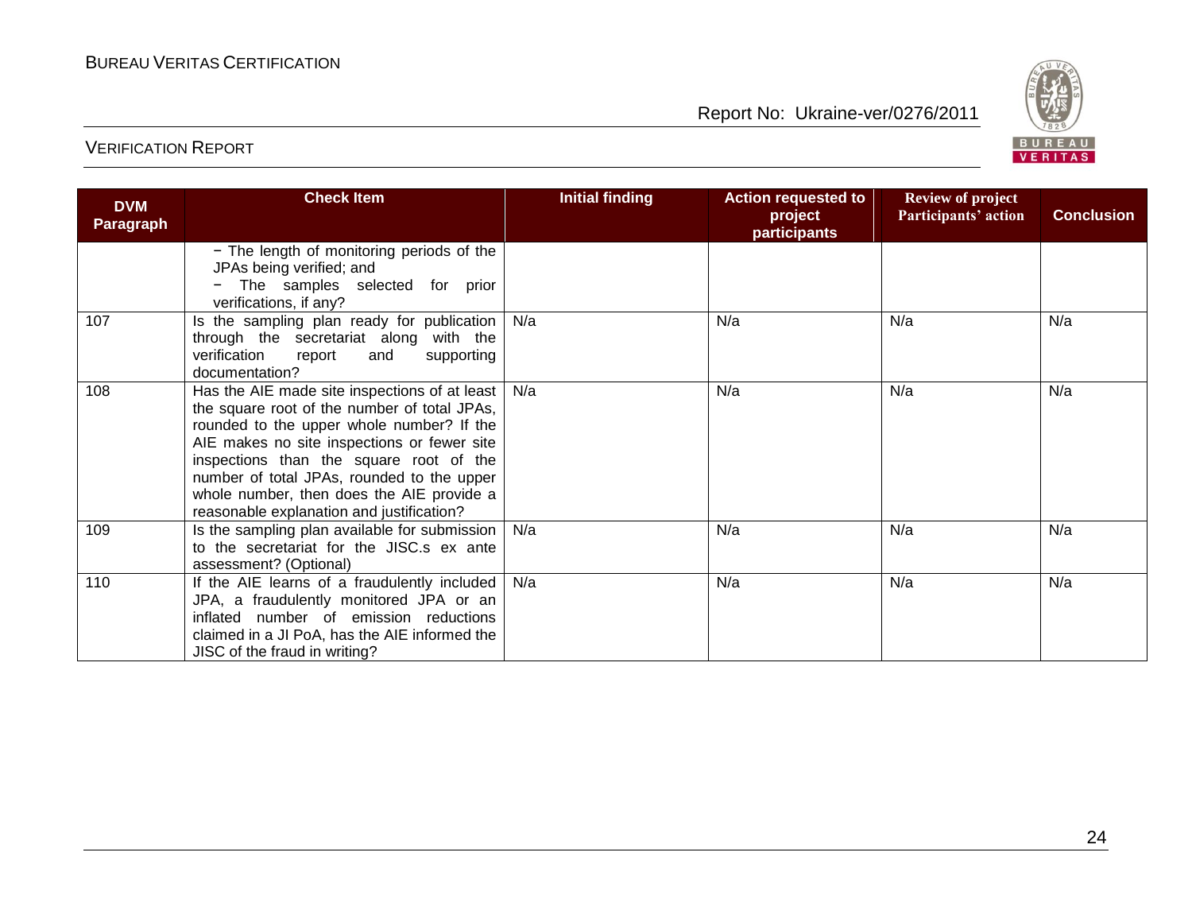| DVM Paragraph | Check Item | Initial finding | Action requested to project participants | Review of project Participants' action | Conclusion |
|---|---|---|---|---|---|
| | − The length of monitoring periods of the JPAs being verified; and<br>− The samples selected for prior verifications, if any? | | | | |
| 107 | Is the sampling plan ready for publication through the secretariat along with the verification report and supporting documentation? | N/a | N/a | N/a | N/a |
| 108 | Has the AIE made site inspections of at least the square root of the number of total JPAs, rounded to the upper whole number? If the AIE makes no site inspections or fewer site inspections than the square root of the number of total JPAs, rounded to the upper whole number, then does the AIE provide a reasonable explanation and justification? | N/a | N/a | N/a | N/a |
| 109 | Is the sampling plan available for submission to the secretariat for the JISC.s ex ante assessment? (Optional) | N/a | N/a | N/a | N/a |
| 110 | If the AIE learns of a fraudulently included JPA, a fraudulently monitored JPA or an inflated number of emission reductions claimed in a JI PoA, has the AIE informed the JISC of the fraud in writing? | N/a | N/a | N/a | N/a |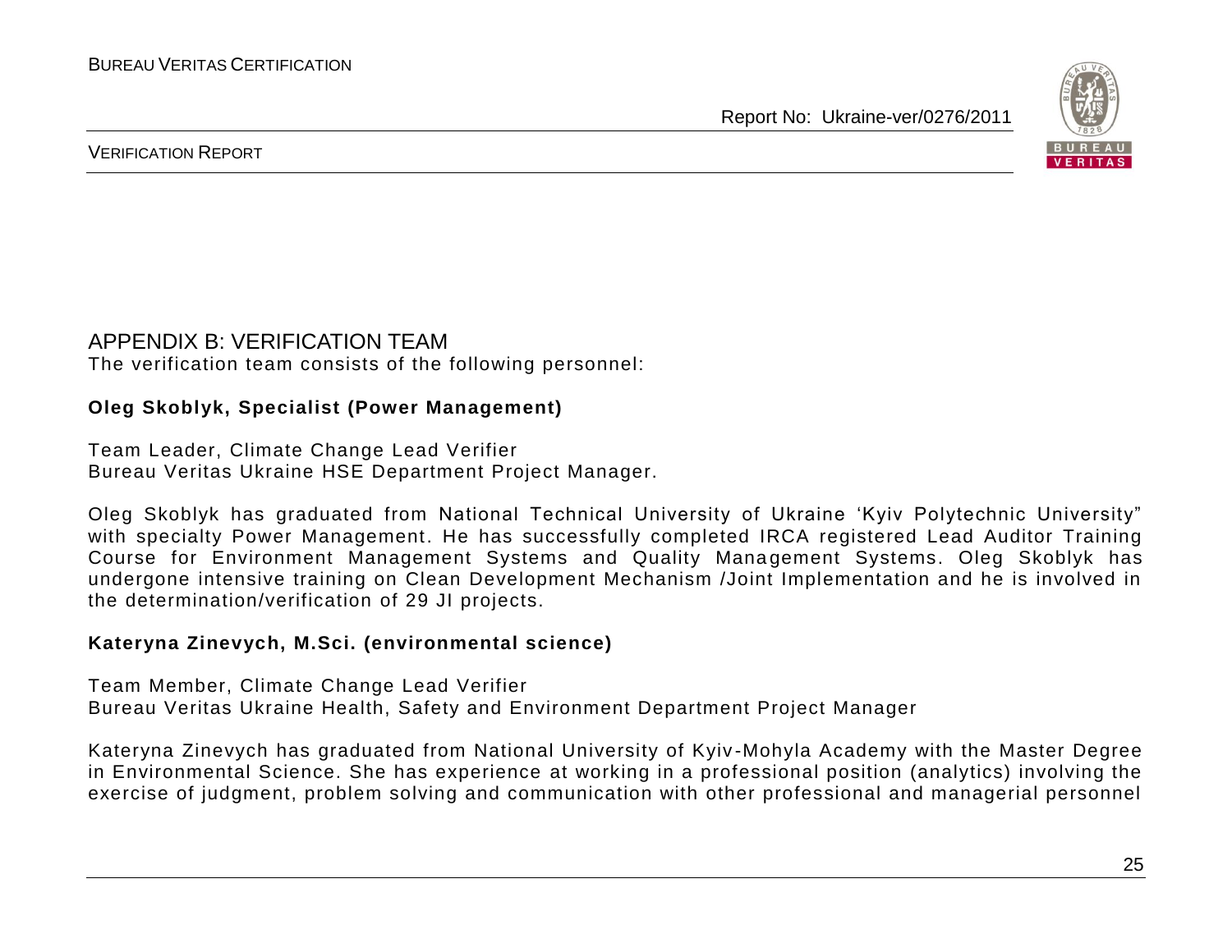## APPENDIX B: VERIFICATION TEAM

The verification team consists of the following personnel:

**Oleg Skoblyk, Specialist (Power Management)**

Team Leader, Climate Change Lead Verifier
Bureau Veritas Ukraine HSE Department Project Manager.

Oleg Skoblyk has graduated from National Technical University of Ukraine 'Kyiv Polytechnic University" with specialty Power Management. He has successfully completed IRCA registered Lead Auditor Training Course for Environment Management Systems and Quality Management Systems. Oleg Skoblyk has undergone intensive training on Clean Development Mechanism /Joint Implementation and he is involved in the determination/verification of 29 JI projects.

**Kateryna Zinevych, M.Sci. (environmental science)**

Team Member, Climate Change Lead Verifier
Bureau Veritas Ukraine Health, Safety and Environment Department Project Manager

Kateryna Zinevych has graduated from National University of Kyiv-Mohyla Academy with the Master Degree in Environmental Science. She has experience at working in a professional position (analytics) involving the exercise of judgment, problem solving and communication with other professional and managerial personnel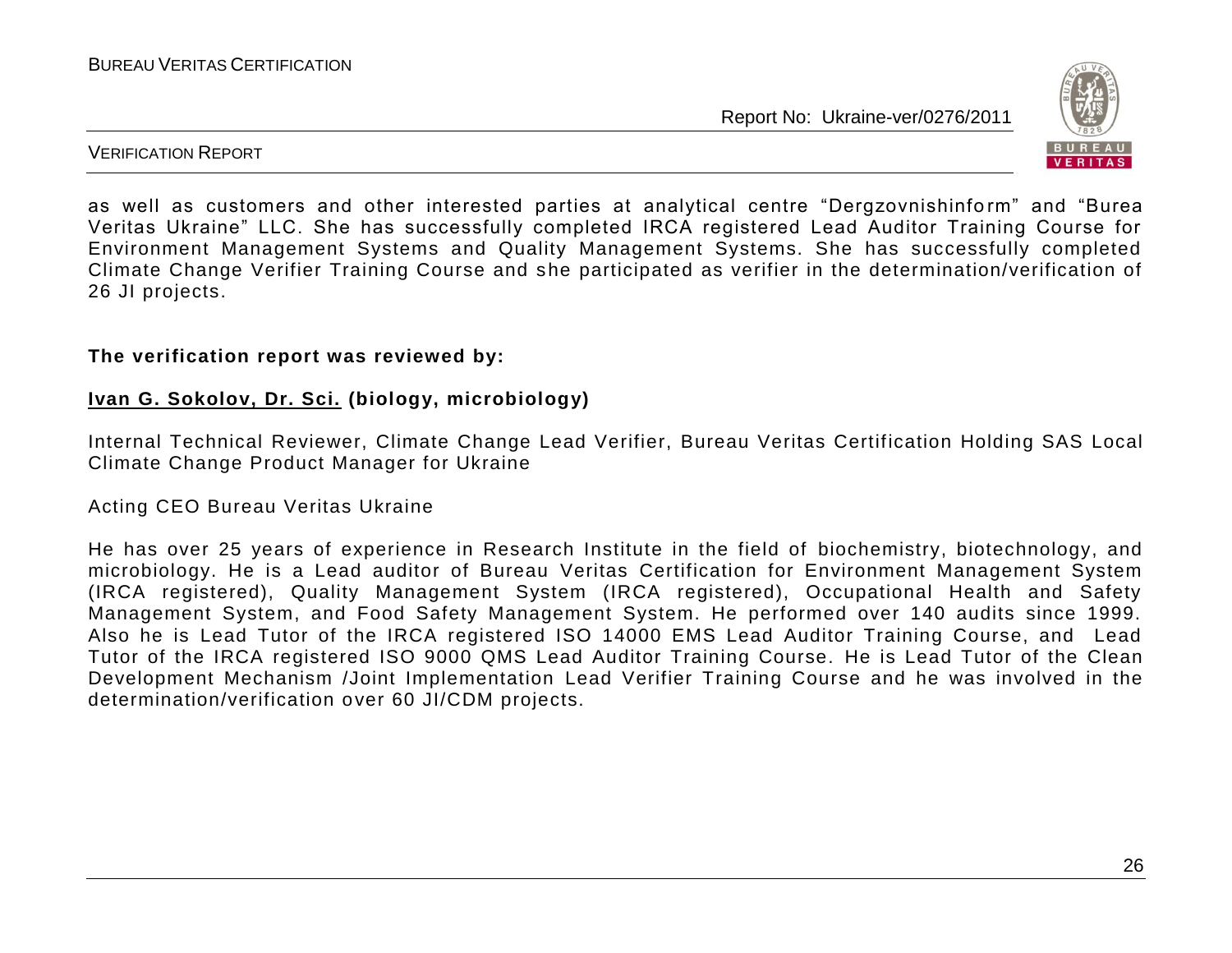as well as customers and other interested parties at analytical centre "Dergzovnishinform" and "Burea Veritas Ukraine" LLC. She has successfully completed IRCA registered Lead Auditor Training Course for Environment Management Systems and Quality Management Systems. She has successfully completed Climate Change Verifier Training Course and she participated as verifier in the determination/verification of 26 JI projects.

**The verification report was reviewed by:**

**<u>Ivan G. Sokolov, Dr. Sci.</u> (biology, microbiology)**

Internal Technical Reviewer, Climate Change Lead Verifier, Bureau Veritas Certification Holding SAS Local Climate Change Product Manager for Ukraine

Acting CEO Bureau Veritas Ukraine

He has over 25 years of experience in Research Institute in the field of biochemistry, biotechnology, and microbiology. He is a Lead auditor of Bureau Veritas Certification for Environment Management System (IRCA registered), Quality Management System (IRCA registered), Occupational Health and Safety Management System, and Food Safety Management System. He performed over 140 audits since 1999. Also he is Lead Tutor of the IRCA registered ISO 14000 EMS Lead Auditor Training Course, and Lead Tutor of the IRCA registered ISO 9000 QMS Lead Auditor Training Course. He is Lead Tutor of the Clean Development Mechanism /Joint Implementation Lead Verifier Training Course and he was involved in the determination/verification over 60 JI/CDM projects.